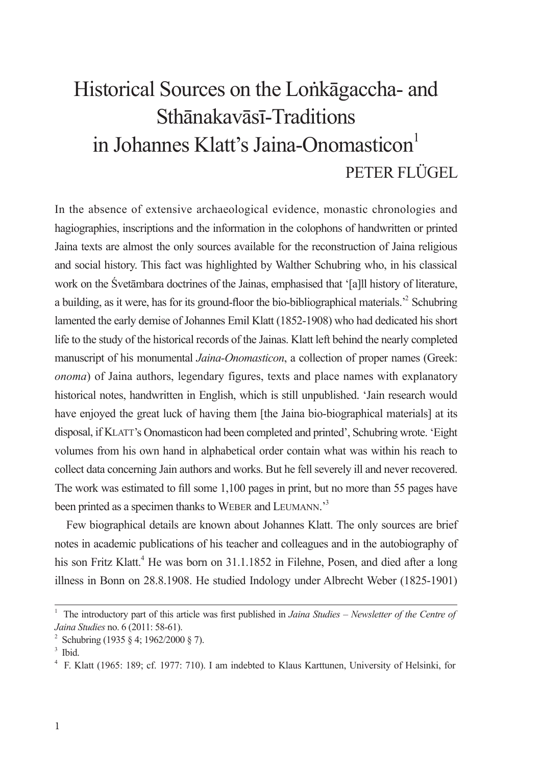# Historical Sources on the Loṅkāgaccha- and Sthānakavāsī-Traditions in Johannes Klatt's Jaina-Onomasticon[1]

PETER FLÜGEL

In the absence of extensive archaeological evidence, monastic chronologies and hagiographies, inscriptions and the information in the colophons of handwritten or printed Jaina texts are almost the only sources available for the reconstruction of Jaina religious and social history. This fact was highlighted by Walther Schubring who, in his classical work on the Śvetāmbara doctrines of the Jainas, emphasised that '[a]ll history of literature, a building, as it were, has for its ground-floor the bio-bibliographical materials.'[2] Schubring lamented the early demise of Johannes Emil Klatt (1852-1908) who had dedicated his short life to the study of the historical records of the Jainas. Klatt left behind the nearly completed manuscript of his monumental *Jaina-Onomasticon*, a collection of proper names (Greek: *onoma*) of Jaina authors, legendary figures, texts and place names with explanatory historical notes, handwritten in English, which is still unpublished. 'Jain research would have enjoyed the great luck of having them [the Jaina bio-biographical materials] at its disposal, if KLATT's Onomasticon had been completed and printed', Schubring wrote. 'Eight volumes from his own hand in alphabetical order contain what was within his reach to collect data concerning Jain authors and works. But he fell severely ill and never recovered. The work was estimated to fill some 1,100 pages in print, but no more than 55 pages have been printed as a specimen thanks to WEBER and LEUMANN.'[3]

Few biographical details are known about Johannes Klatt. The only sources are brief notes in academic publications of his teacher and colleagues and in the autobiography of his son Fritz Klatt.[4] He was born on 31.1.1852 in Filehne, Posen, and died after a long illness in Bonn on 28.8.1908. He studied Indology under Albrecht Weber (1825-1901)

---

[1] The introductory part of this article was first published in *Jaina Studies – Newsletter of the Centre of Jaina Studies* no. 6 (2011: 58-61).

[2] Schubring (1935 § 4; 1962/2000 § 7).

[3] Ibid.

[4] F. Klatt (1965: 189; cf. 1977: 710). I am indebted to Klaus Karttunen, University of Helsinki, for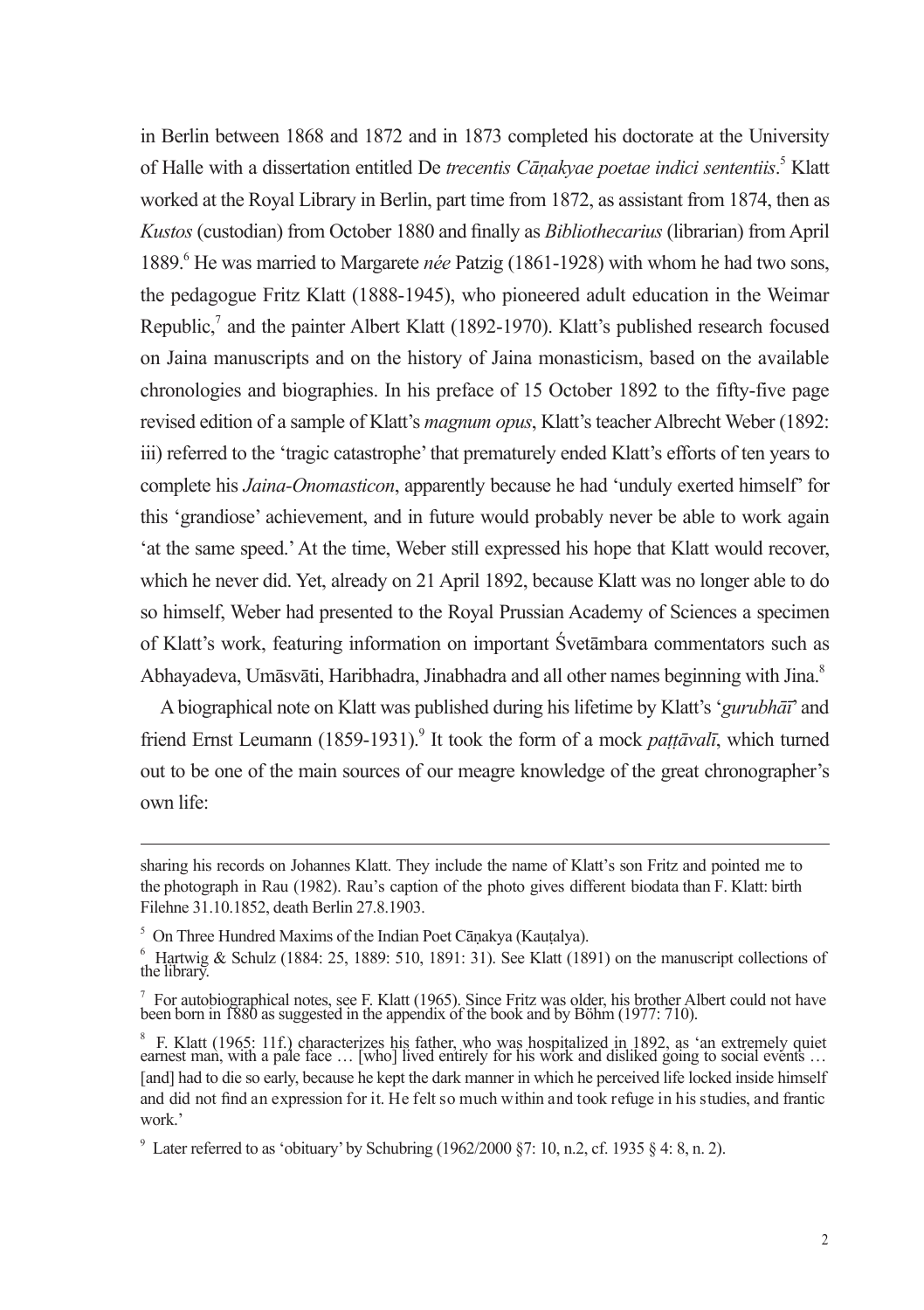in Berlin between 1868 and 1872 and in 1873 completed his doctorate at the University of Halle with a dissertation entitled De *trecentis Cāṇakyae poetae indici sententiis*.[5] Klatt worked at the Royal Library in Berlin, part time from 1872, as assistant from 1874, then as *Kustos* (custodian) from October 1880 and finally as *Bibliothecarius* (librarian) from April 1889.[6] He was married to Margarete *née* Patzig (1861-1928) with whom he had two sons, the pedagogue Fritz Klatt (1888-1945), who pioneered adult education in the Weimar Republic,[7] and the painter Albert Klatt (1892-1970). Klatt's published research focused on Jaina manuscripts and on the history of Jaina monasticism, based on the available chronologies and biographies. In his preface of 15 October 1892 to the fifty-five page revised edition of a sample of Klatt's *magnum opus*, Klatt's teacher Albrecht Weber (1892: iii) referred to the 'tragic catastrophe' that prematurely ended Klatt's efforts of ten years to complete his *Jaina-Onomasticon*, apparently because he had 'unduly exerted himself' for this 'grandiose' achievement, and in future would probably never be able to work again 'at the same speed.' At the time, Weber still expressed his hope that Klatt would recover, which he never did. Yet, already on 21 April 1892, because Klatt was no longer able to do so himself, Weber had presented to the Royal Prussian Academy of Sciences a specimen of Klatt's work, featuring information on important Śvetāmbara commentators such as Abhayadeva, Umāsvāti, Haribhadra, Jinabhadra and all other names beginning with Jina.[8]

A biographical note on Klatt was published during his lifetime by Klatt's '*gurubhāī*' and friend Ernst Leumann (1859-1931).[9] It took the form of a mock *paṭṭāvalī*, which turned out to be one of the main sources of our meagre knowledge of the great chronographer's own life:

---

sharing his records on Johannes Klatt. They include the name of Klatt's son Fritz and pointed me to the photograph in Rau (1982). Rau's caption of the photo gives different biodata than F. Klatt: birth Filehne 31.10.1852, death Berlin 27.8.1903.

[5] On Three Hundred Maxims of the Indian Poet Cāṇakya (Kauṭalya).

[6] Hartwig & Schulz (1884: 25, 1889: 510, 1891: 31). See Klatt (1891) on the manuscript collections of the library.

[7] For autobiographical notes, see F. Klatt (1965). Since Fritz was older, his brother Albert could not have been born in 1880 as suggested in the appendix of the book and by Böhm (1977: 710).

[8] F. Klatt (1965: 11f.) characterizes his father, who was hospitalized in 1892, as 'an extremely quiet earnest man, with a pale face … [who] lived entirely for his work and disliked going to social events … [and] had to die so early, because he kept the dark manner in which he perceived life locked inside himself and did not find an expression for it. He felt so much within and took refuge in his studies, and frantic work.'

[9] Later referred to as 'obituary' by Schubring (1962/2000 §7: 10, n.2, cf. 1935 § 4: 8, n. 2).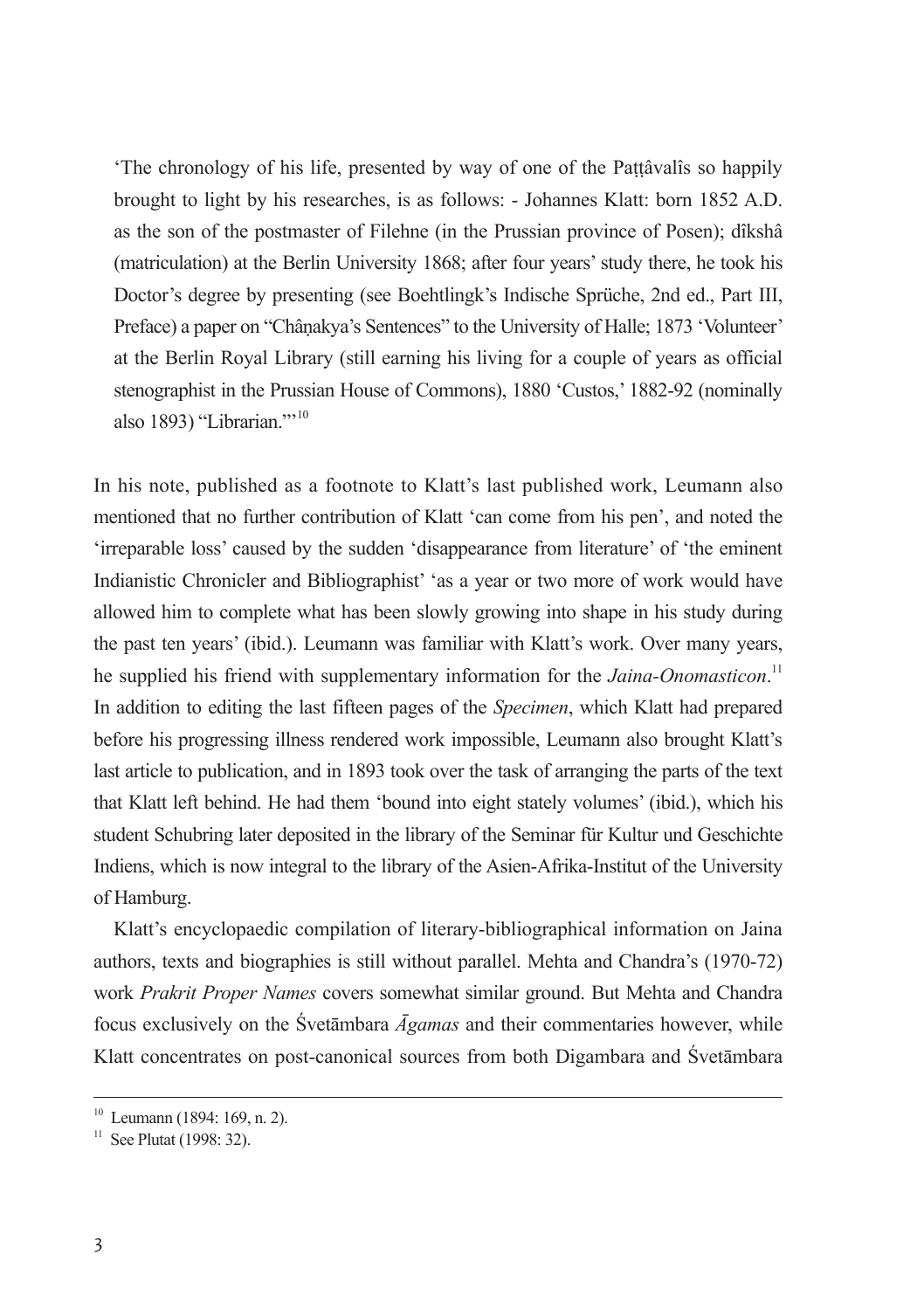> 'The chronology of his life, presented by way of one of the Paṭṭâvalîs so happily brought to light by his researches, is as follows: - Johannes Klatt: born 1852 A.D. as the son of the postmaster of Filehne (in the Prussian province of Posen); dîkshâ (matriculation) at the Berlin University 1868; after four years' study there, he took his Doctor's degree by presenting (see Boehtlingk's Indische Sprüche, 2nd ed., Part III, Preface) a paper on "Châṇakya's Sentences" to the University of Halle; 1873 'Volunteer' at the Berlin Royal Library (still earning his living for a couple of years as official stenographist in the Prussian House of Commons), 1880 'Custos,' 1882-92 (nominally also 1893) "Librarian."'[10]

In his note, published as a footnote to Klatt's last published work, Leumann also mentioned that no further contribution of Klatt 'can come from his pen', and noted the 'irreparable loss' caused by the sudden 'disappearance from literature' of 'the eminent Indianistic Chronicler and Bibliographist' 'as a year or two more of work would have allowed him to complete what has been slowly growing into shape in his study during the past ten years' (ibid.). Leumann was familiar with Klatt's work. Over many years, he supplied his friend with supplementary information for the *Jaina-Onomasticon*.[11] In addition to editing the last fifteen pages of the *Specimen*, which Klatt had prepared before his progressing illness rendered work impossible, Leumann also brought Klatt's last article to publication, and in 1893 took over the task of arranging the parts of the text that Klatt left behind. He had them 'bound into eight stately volumes' (ibid.), which his student Schubring later deposited in the library of the Seminar für Kultur und Geschichte Indiens, which is now integral to the library of the Asien-Afrika-Institut of the University of Hamburg.

Klatt's encyclopaedic compilation of literary-bibliographical information on Jaina authors, texts and biographies is still without parallel. Mehta and Chandra's (1970-72) work *Prakrit Proper Names* covers somewhat similar ground. But Mehta and Chandra focus exclusively on the Śvetāmbara *Āgamas* and their commentaries however, while Klatt concentrates on post-canonical sources from both Digambara and Śvetāmbara

---

[10] Leumann (1894: 169, n. 2).

[11] See Plutat (1998: 32).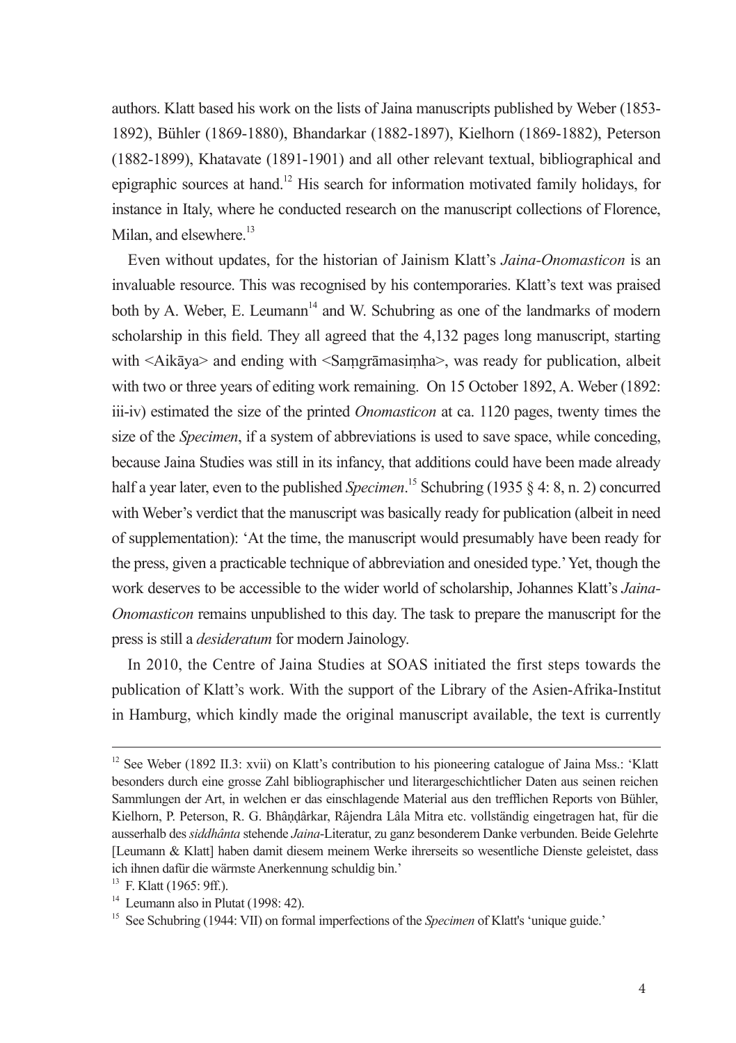authors. Klatt based his work on the lists of Jaina manuscripts published by Weber (1853-1892), Bühler (1869-1880), Bhandarkar (1882-1897), Kielhorn (1869-1882), Peterson (1882-1899), Khatavate (1891-1901) and all other relevant textual, bibliographical and epigraphic sources at hand.[12] His search for information motivated family holidays, for instance in Italy, where he conducted research on the manuscript collections of Florence, Milan, and elsewhere.[13]

Even without updates, for the historian of Jainism Klatt's *Jaina-Onomasticon* is an invaluable resource. This was recognised by his contemporaries. Klatt's text was praised both by A. Weber, E. Leumann[14] and W. Schubring as one of the landmarks of modern scholarship in this field. They all agreed that the 4,132 pages long manuscript, starting with <Aikāya> and ending with <Saṃgrāmasiṃha>, was ready for publication, albeit with two or three years of editing work remaining. On 15 October 1892, A. Weber (1892: iii-iv) estimated the size of the printed *Onomasticon* at ca. 1120 pages, twenty times the size of the *Specimen*, if a system of abbreviations is used to save space, while conceding, because Jaina Studies was still in its infancy, that additions could have been made already half a year later, even to the published *Specimen*.[15] Schubring (1935 § 4: 8, n. 2) concurred with Weber's verdict that the manuscript was basically ready for publication (albeit in need of supplementation): 'At the time, the manuscript would presumably have been ready for the press, given a practicable technique of abbreviation and onesided type.' Yet, though the work deserves to be accessible to the wider world of scholarship, Johannes Klatt's *Jaina-Onomasticon* remains unpublished to this day. The task to prepare the manuscript for the press is still a *desideratum* for modern Jainology.

In 2010, the Centre of Jaina Studies at SOAS initiated the first steps towards the publication of Klatt's work. With the support of the Library of the Asien-Afrika-Institut in Hamburg, which kindly made the original manuscript available, the text is currently

---

[12] See Weber (1892 II.3: xvii) on Klatt's contribution to his pioneering catalogue of Jaina Mss.: 'Klatt besonders durch eine grosse Zahl bibliographischer und literargeschichtlicher Daten aus seinen reichen Sammlungen der Art, in welchen er das einschlagende Material aus den trefflichen Reports von Bühler, Kielhorn, P. Peterson, R. G. Bhâṇḍârkar, Râjendra Lâla Mitra etc. vollständig eingetragen hat, für die ausserhalb des *siddhânta* stehende *Jaina*-Literatur, zu ganz besonderem Danke verbunden. Beide Gelehrte [Leumann & Klatt] haben damit diesem meinem Werke ihrerseits so wesentliche Dienste geleistet, dass ich ihnen dafür die wärmste Anerkennung schuldig bin.'

[13] F. Klatt (1965: 9ff.).

[14] Leumann also in Plutat (1998: 42).

[15] See Schubring (1944: VII) on formal imperfections of the *Specimen* of Klatt's 'unique guide.'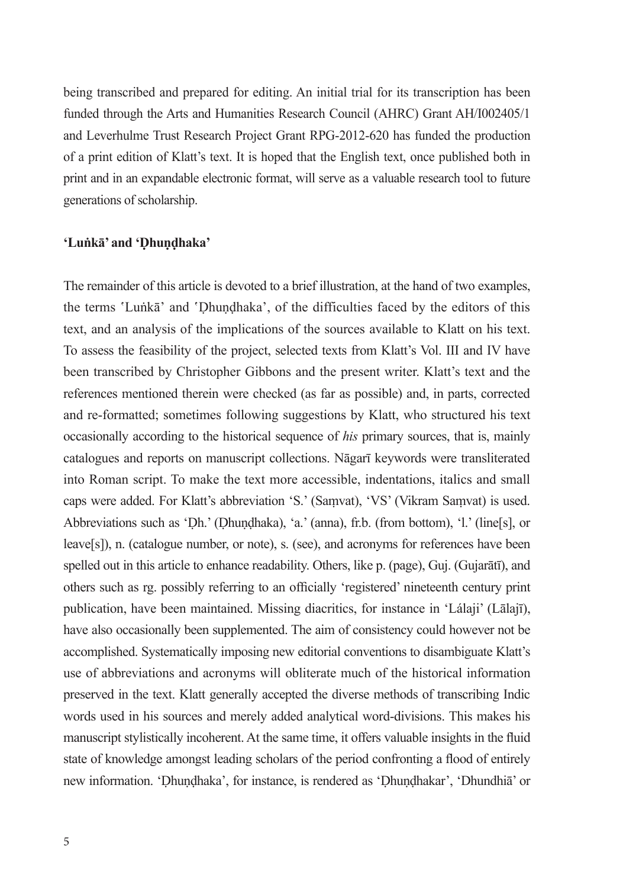being transcribed and prepared for editing. An initial trial for its transcription has been funded through the Arts and Humanities Research Council (AHRC) Grant AH/I002405/1 and Leverhulme Trust Research Project Grant RPG-2012-620 has funded the production of a print edition of Klatt's text. It is hoped that the English text, once published both in print and in an expandable electronic format, will serve as a valuable research tool to future generations of scholarship.

## 'Luṅkā' and 'Ḍhuṇḍhaka'

The remainder of this article is devoted to a brief illustration, at the hand of two examples, the terms 'Luṅkā' and 'Ḍhuṇḍhaka', of the difficulties faced by the editors of this text, and an analysis of the implications of the sources available to Klatt on his text. To assess the feasibility of the project, selected texts from Klatt's Vol. III and IV have been transcribed by Christopher Gibbons and the present writer. Klatt's text and the references mentioned therein were checked (as far as possible) and, in parts, corrected and re-formatted; sometimes following suggestions by Klatt, who structured his text occasionally according to the historical sequence of *his* primary sources, that is, mainly catalogues and reports on manuscript collections. Nāgarī keywords were transliterated into Roman script. To make the text more accessible, indentations, italics and small caps were added. For Klatt's abbreviation 'S.' (Saṃvat), 'VS' (Vikram Saṃvat) is used. Abbreviations such as 'Ḍh.' (Ḍhuṇḍhaka), 'a.' (anna), fr.b. (from bottom), 'l.' (line[s], or leave[s]), n. (catalogue number, or note), s. (see), and acronyms for references have been spelled out in this article to enhance readability. Others, like p. (page), Guj. (Gujarātī), and others such as rg. possibly referring to an officially 'registered' nineteenth century print publication, have been maintained. Missing diacritics, for instance in 'Lálaji' (Lālajī), have also occasionally been supplemented. The aim of consistency could however not be accomplished. Systematically imposing new editorial conventions to disambiguate Klatt's use of abbreviations and acronyms will obliterate much of the historical information preserved in the text. Klatt generally accepted the diverse methods of transcribing Indic words used in his sources and merely added analytical word-divisions. This makes his manuscript stylistically incoherent. At the same time, it offers valuable insights in the fluid state of knowledge amongst leading scholars of the period confronting a flood of entirely new information. 'Ḍhuṇḍhaka', for instance, is rendered as 'Ḍhuṇḍhakar', 'Dhundhiā' or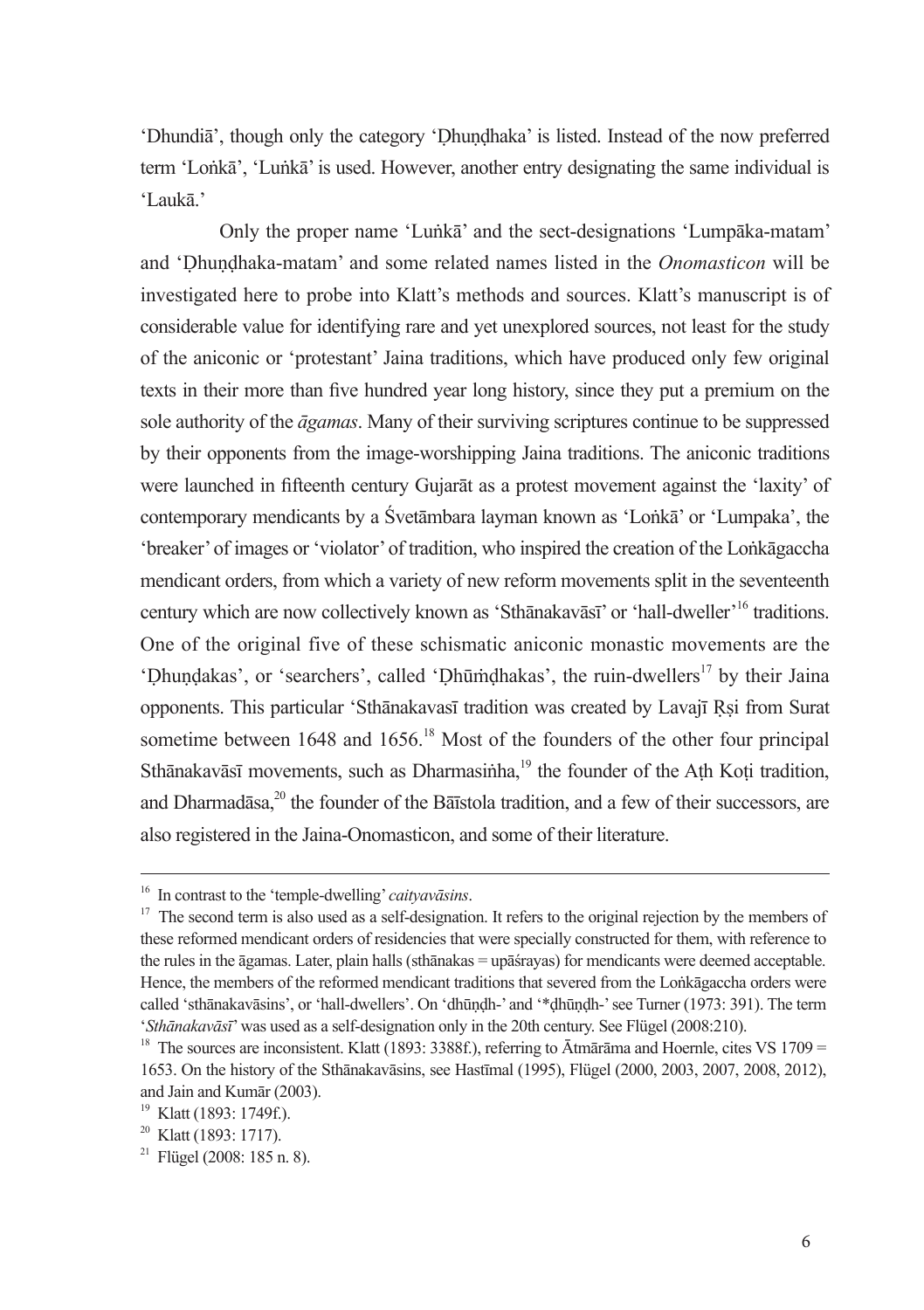'Dhundiā', though only the category 'Ḍhuṇḍhaka' is listed. Instead of the now preferred term 'Loṅkā', 'Luṅkā' is used. However, another entry designating the same individual is 'Laukā.'

Only the proper name 'Luṅkā' and the sect-designations 'Lumpāka-matam' and 'Ḍhuṇḍhaka-matam' and some related names listed in the *Onomasticon* will be investigated here to probe into Klatt's methods and sources. Klatt's manuscript is of considerable value for identifying rare and yet unexplored sources, not least for the study of the aniconic or 'protestant' Jaina traditions, which have produced only few original texts in their more than five hundred year long history, since they put a premium on the sole authority of the *āgamas*. Many of their surviving scriptures continue to be suppressed by their opponents from the image-worshipping Jaina traditions. The aniconic traditions were launched in fifteenth century Gujarāt as a protest movement against the 'laxity' of contemporary mendicants by a Śvetāmbara layman known as 'Loṅkā' or 'Lumpaka', the 'breaker' of images or 'violator' of tradition, who inspired the creation of the Loṅkāgaccha mendicant orders, from which a variety of new reform movements split in the seventeenth century which are now collectively known as 'Sthānakavāsī' or 'hall-dweller'[16] traditions. One of the original five of these schismatic aniconic monastic movements are the 'Ḍhuṇḍakas', or 'searchers', called 'Ḍhūṁḍhakas', the ruin-dwellers[17] by their Jaina opponents. This particular 'Sthānakavasī tradition was created by Lavajī Ṛṣi from Surat sometime between 1648 and 1656.[18] Most of the founders of the other four principal Sthānakavāsī movements, such as Dharmasiṅha,[19] the founder of the Aṭh Koṭi tradition, and Dharmadāsa,[20] the founder of the Bāīstola tradition, and a few of their successors, are also registered in the Jaina-Onomasticon, and some of their literature.

---

[16] In contrast to the 'temple-dwelling' *caityavāsins*.

[17] The second term is also used as a self-designation. It refers to the original rejection by the members of these reformed mendicant orders of residencies that were specially constructed for them, with reference to the rules in the āgamas. Later, plain halls (sthānakas = upāśrayas) for mendicants were deemed acceptable. Hence, the members of the reformed mendicant traditions that severed from the Loṅkāgaccha orders were called 'sthānakavāsins', or 'hall-dwellers'. On 'dhūṇḍh-' and '*ḍhūṇḍh-' see Turner (1973: 391). The term '*Sthānakavāsī*' was used as a self-designation only in the 20th century. See Flügel (2008:210).

[18] The sources are inconsistent. Klatt (1893: 3388f.), referring to Ātmārāma and Hoernle, cites VS 1709 = 1653. On the history of the Sthānakavāsins, see Hastīmal (1995), Flügel (2000, 2003, 2007, 2008, 2012), and Jain and Kumār (2003).

[19] Klatt (1893: 1749f.).

[20] Klatt (1893: 1717).

[21] Flügel (2008: 185 n. 8).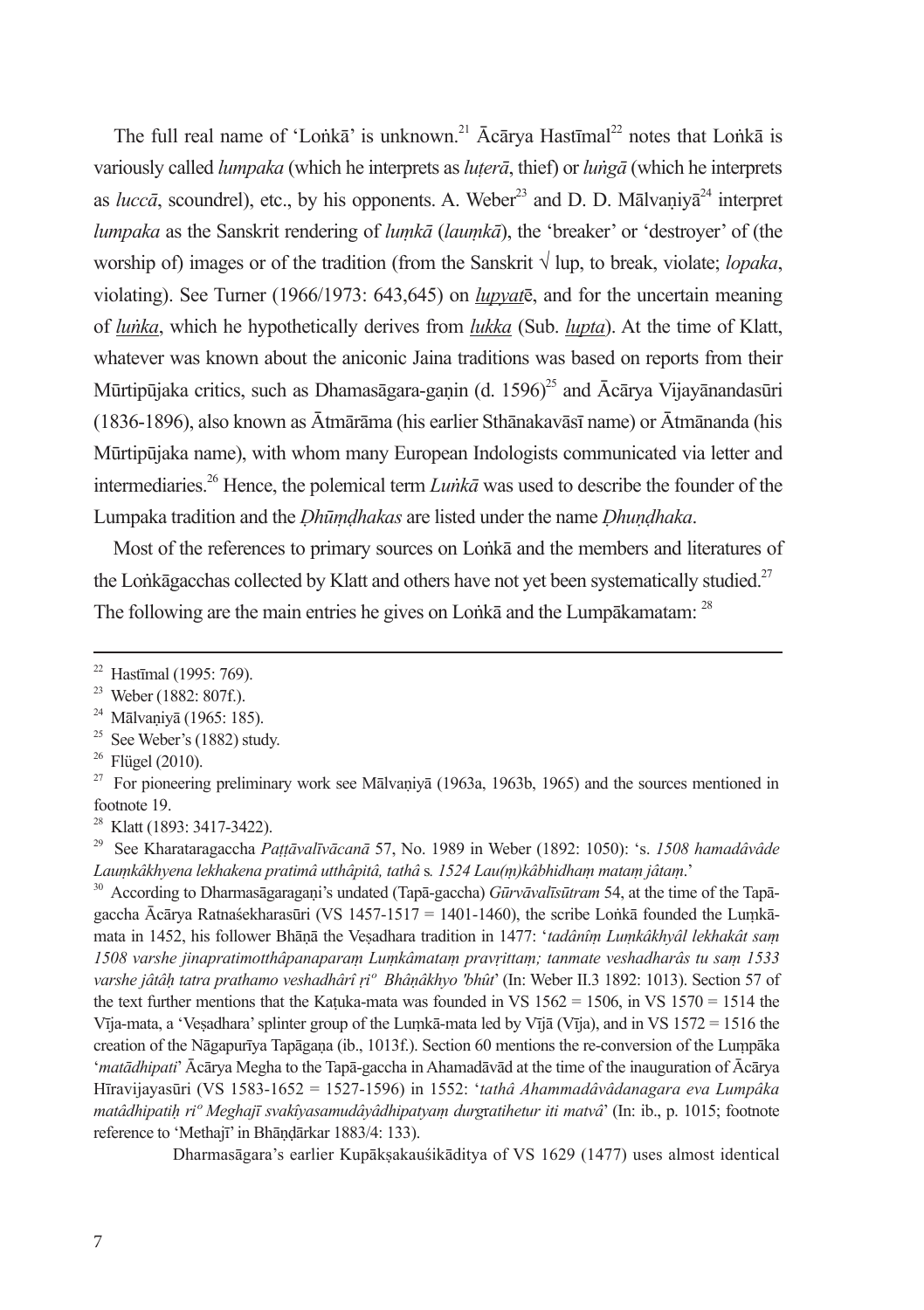The full real name of 'Loṅkā' is unknown.[21] Ācārya Hastīmal[22] notes that Loṅkā is variously called *lumpaka* (which he interprets as *luṭerā*, thief) or *luṅgā* (which he interprets as *luccā*, scoundrel), etc., by his opponents. A. Weber[23] and D. D. Mālvaṇiyā[24] interpret *lumpaka* as the Sanskrit rendering of *luṃkā* (*lauṃkā*), the 'breaker' or 'destroyer' of (the worship of) images or of the tradition (from the Sanskrit √ lup, to break, violate; *lopaka*, violating). See Turner (1966/1973: 643,645) on *lupyat*ē, and for the uncertain meaning of *luṅka*, which he hypothetically derives from *lukka* (Sub. *lupta*). At the time of Klatt, whatever was known about the aniconic Jaina traditions was based on reports from their Mūrtipūjaka critics, such as Dhamasāgara-gaṇin (d. 1596)[25] and Ācārya Vijayānandasūri (1836-1896), also known as Ātmārāma (his earlier Sthānakavāsī name) or Ātmānanda (his Mūrtipūjaka name), with whom many European Indologists communicated via letter and intermediaries.[26] Hence, the polemical term *Luṅkā* was used to describe the founder of the Lumpaka tradition and the *Ḍhūṃḍhakas* are listed under the name *Ḍhuṇḍhaka*.

Most of the references to primary sources on Loṅkā and the members and literatures of the Loṅkāgacchas collected by Klatt and others have not yet been systematically studied.[27] The following are the main entries he gives on Loṅkā and the Lumpākamatam: [28]

---

[22] Hastīmal (1995: 769).

[23] Weber (1882: 807f.).

[24] Mālvaṇiyā (1965: 185).

[25] See Weber's (1882) study.

[26] Flügel (2010).

[27] For pioneering preliminary work see Mālvaṇiyā (1963a, 1963b, 1965) and the sources mentioned in footnote 19.

[28] Klatt (1893: 3417-3422).

[29] See Kharataragaccha *Paṭṭāvalīvācanā* 57, No. 1989 in Weber (1892: 1050): 's. *1508 hamadâvâde Lauṃkâkhyena lekhakena pratimâ utthâpitâ, tathâ* s*. 1524 Lau(ṃ)kâbhidhaṃ mataṃ jâtaṃ*.'

[30] According to Dharmasāgaragaṇi's undated (Tapā-gaccha) *Gūrvāvalīsūtram* 54, at the time of the Tapā-gaccha Ācārya Ratnaśekharasūri (VS 1457-1517 = 1401-1460), the scribe Loṅkā founded the Luṃkā-mata in 1452, his follower Bhāṇā the Veṣadhara tradition in 1477: '*tadânîṃ Luṃkâkhyâl lekhakât saṃ 1508 varshe jinapratimotthâpanaparaṃ Luṃkâmataṃ pravṛittaṃ; tanmate veshadharâs tu saṃ 1533 varshe jâtâḥ tatra prathamo veshadhârî ṛiº Bhâṇâkhyo 'bhût*' (In: Weber II.3 1892: 1013). Section 57 of the text further mentions that the Kaṭuka-mata was founded in VS 1562 = 1506, in VS 1570 = 1514 the Vīja-mata, a 'Veṣadhara' splinter group of the Luṃkā-mata led by Vījā (Vīja), and in VS 1572 = 1516 the creation of the Nāgapurīya Tapāgaṇa (ib., 1013f.). Section 60 mentions the re-conversion of the Luṃpāka '*matādhipati*' Ācārya Megha to the Tapā-gaccha in Ahamadāvād at the time of the inauguration of Ācārya Hīravijayasūri (VS 1583-1652 = 1527-1596) in 1552: '*tathâ Ahammadâvâdanagara eva Lumpâka matâdhipatiḥ riº Meghajī svakîyasamudâyâdhipatyaṃ durgratihetur iti matvâ*' (In: ib., p. 1015; footnote reference to 'Methajī' in Bhāṇḍārkar 1883/4: 133).

Dharmasāgara's earlier Kupākṣakauśikāditya of VS 1629 (1477) uses almost identical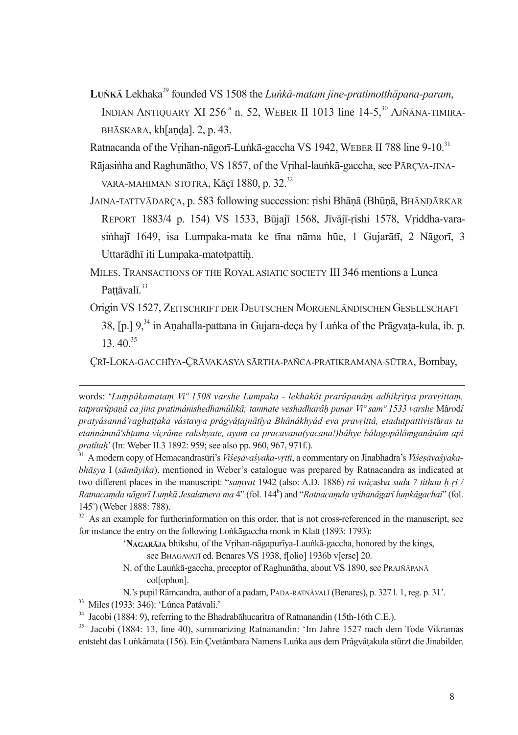**LUṅKĀ** Lekhaka[29] founded VS 1508 the *Luṅkā-matam jine-pratimotthāpana-param*, INDIAN ANTIQUARY XI 256[a] n. 52, WEBER II 1013 line 14-5,[30] AJÑĀNA-TIMIRA-BHĀSKARA, kh[aṇḍa]. 2, p. 43.

Ratnacanda of the Vṛihan-nāgorī-Luṅkā-gaccha VS 1942, WEBER II 788 line 9-10.[31]

Rājasiṅha and Raghunātho, VS 1857, of the Vṛihal-lauṅkā-gaccha, see PĀRÇVA-JINA-VARA-MAHIMAN STOTRA, Kāçī 1880, p. 32.[32]

JAINA-TATTVĀDARÇA, p. 583 following succession: ṛishi Bhāṇā (Bhūṇā, BHĀṆḌĀRKAR REPORT 1883/4 p. 154) VS 1533, Būjajī 1568, Jīvājī-ṛishi 1578, Vṛiddha-vara-siṅhajī 1649, isa Lumpaka-mata ke tīna nāma hūe, 1 Gujarātī, 2 Nāgorī, 3 Uttarādhī iti Lumpaka-matotpattiḥ.

MILES. TRANSACTIONS OF THE ROYAL ASIATIC SOCIETY III 346 mentions a Lunca Paṭṭāvalī.[33]

Origin VS 1527, ZEITSCHRIFT DER DEUTSCHEN MORGENLÄNDISCHEN GESELLSCHAFT 38, [p.] 9,[34] in Aṇahalla-pattana in Gujara-deça by Luṅka of the Prāgvaṭa-kula, ib. p. 13. 40.[35]

ÇRĪ-LOKA-GACCHĪYA-ÇRĀVAKASYA SĀRTHA-PAÑCA-PRATIKRAMAṆA-SŪTRA, Bombay,

---

words: '*Lumpâkamataṃ Viº 1508 varshe Lumpaka - lekhakât prarûpanâṃ adhikṛitya pravṛittaṃ, tatprarûpaṇâ ca jina pratimânishedhamûlikâ; tanmate veshadharâḥ punar Viº samº 1533 varshe* Mârodî *pratyâsannâ'raghaṭṭaka vâstavya prâgvâṭajnâtîya Bhânâkhyâd eva pravṛittâ, etadutpattivistâras tu etannâmnâ'shṭama viçrâme rakshyate, ayam ca pracavana(yacana!)bâhye bâlagopâlâṃganânâm api pratîtaḥ*' (In: Weber II.3 1892: 959; see also pp. 960, 967, 971f.).

[31] A modern copy of Hemacandrasūri's *Viśeṣāvaśyaka-vṛtti*, a commentary on Jinabhadra's *Viśeṣāvaśyaka-bhāṣya* I (*sāmāyika*), mentioned in Weber's catalogue was prepared by Ratnacandra as indicated at two different places in the manuscript: "*saṃvat* 1942 (also: A.D. 1886) *râ vaiçasha suda 7 tithau ḥ ṛi / Ratnacaṃda nāgorī Luṃkā Jesalamera ma* 4" (fol. 144[b]) and "*Ratnacaṃda vṛihanâgarî luṃkâgachaī*" (fol. 145[a]) (Weber 1888: 788).

[32] As an example for furtherinformation on this order, that is not cross-referenced in the manuscript, see for instance the entry on the following Loṅkāgaccha monk in Klatt (1893: 1793):

> '**NAGARĀJA** bhikshu, of the Vṛihan-nāgapurīya-Lauṅkā-gaccha, honored by the kings, see BHAGAVATĪ ed. Benares VS 1938, f[olio] 1936b v[erse] 20.
>
> N. of the Lauṅkā-gaccha, preceptor of Raghunātha, about VS 1890, see PRAJÑĀPANĀ col[ophon].
>
> N.'s pupil Rāmcandra, author of a padam, PADA-RATNĀVALĪ (Benares), p. 327 l. 1, reg. p. 31'.

[33] Miles (1933: 346): 'Lúnca Patávali.'

[34] Jacobi (1884: 9), referring to the Bhadrabāhucaritra of Ratnanandin (15th-16th C.E.).

[35] Jacobi (1884: 13, line 40), summarizing Ratnanandin: 'Im Jahre 1527 nach dem Tode Vikramas entsteht das Luṅkâmata (156). Ein Çvetâmbara Namens Luṅka aus dem Prâgvâṭakula stürzt die Jinabilder.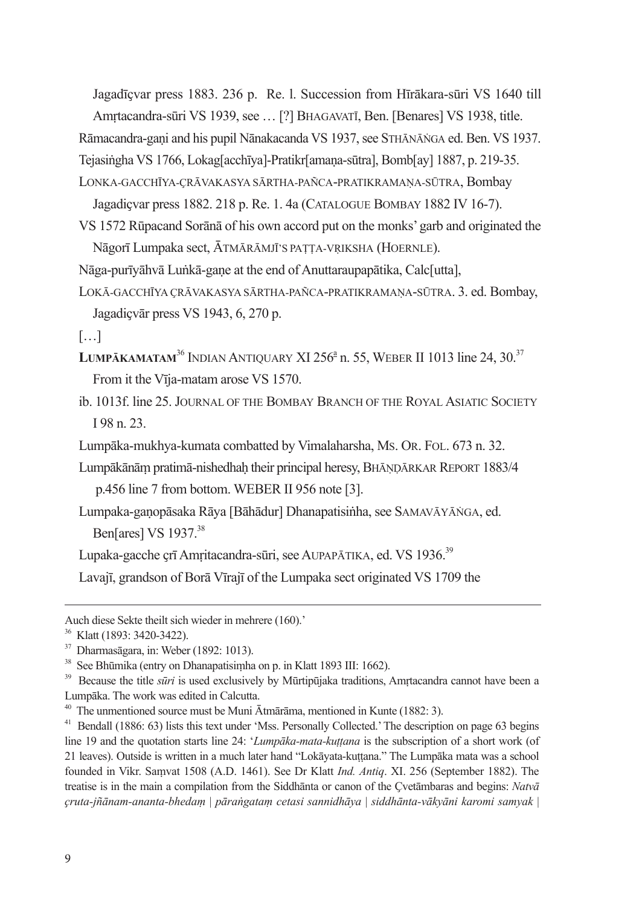Jagadīçvar press 1883. 236 p. Re. l. Succession from Hīrākara-sūri VS 1640 till Amṛtacandra-sūri VS 1939, see … [?] BHAGAVATĪ, Ben. [Benares] VS 1938, title.

Rāmacandra-gaṇi and his pupil Nānakacanda VS 1937, see STHĀNĀṄGA ed. Ben. VS 1937.

Tejasiṅgha VS 1766, Lokag[acchīya]-Pratikr[amaṇa-sūtra], Bomb[ay] 1887, p. 219-35.

LONKA-GACCHĪYA-ÇRĀVAKASYA SĀRTHA-PAÑCA-PRATIKRAMAṆA-SŪTRA, Bombay Jagadiçvar press 1882. 218 p. Re. 1. 4a (CATALOGUE BOMBAY 1882 IV 16-7).

VS 1572 Rūpacand Sorānā of his own accord put on the monks' garb and originated the Nāgorī Lumpaka sect, ĀTMĀRĀMJĪ'S PAṬṬA-VṚIKSHA (HOERNLE).

Nāga-purīyāhvā Luṅkā-gaṇe at the end of Anuttaraupapātika, Calc[utta],

LOKĀ-GACCHĪYA ÇRĀVAKASYA SĀRTHA-PAÑCA-PRATIKRAMAṆA-SŪTRA. 3. ed. Bombay, Jagadiçvār press VS 1943, 6, 270 p.

[…]

**LUMPĀKAMATAM**[36] INDIAN ANTIQUARY XI 256[a] n. 55, WEBER II 1013 line 24, 30.[37] From it the Vīja-matam arose VS 1570.

ib. 1013f. line 25. JOURNAL OF THE BOMBAY BRANCH OF THE ROYAL ASIATIC SOCIETY I 98 n. 23.

Lumpāka-mukhya-kumata combatted by Vimalaharsha, MS. OR. FOL. 673 n. 32.

Lumpākānāṃ pratimā-nishedhaḥ their principal heresy, BHĀṆḌĀRKAR REPORT 1883/4 p.456 line 7 from bottom. WEBER II 956 note [3].

Lumpaka-gaṇopāsaka Rāya [Bāhādur] Dhanapatisiṅha, see SAMAVĀYĀṄGA, ed. Ben[ares] VS 1937.[38]

Lupaka-gacche çrī Amṛitacandra-sūri, see AUPAPĀTIKA, ed. VS 1936.[39]

Lavajī, grandson of Borā Vīrajī of the Lumpaka sect originated VS 1709 the

---

Auch diese Sekte theilt sich wieder in mehrere (160).'

[36] Klatt (1893: 3420-3422).

[37] Dharmasāgara, in: Weber (1892: 1013).

[38] See Bhūmika (entry on Dhanapatisiṃha on p. in Klatt 1893 III: 1662).

[39] Because the title *sūri* is used exclusively by Mūrtipūjaka traditions, Amṛtacandra cannot have been a Lumpāka. The work was edited in Calcutta.

[40] The unmentioned source must be Muni Ātmārāma, mentioned in Kunte (1882: 3).

[41] Bendall (1886: 63) lists this text under 'Mss. Personally Collected.' The description on page 63 begins line 19 and the quotation starts line 24: '*Lumpāka-mata-kuṭṭana* is the subscription of a short work (of 21 leaves). Outside is written in a much later hand "Lokāyata-kuṭṭana." The Lumpāka mata was a school founded in Vikr. Saṃvat 1508 (A.D. 1461). See Dr Klatt *Ind. Antiq*. XI. 256 (September 1882). The treatise is in the main a compilation from the Siddhānta or canon of the Çvetāmbaras and begins: *Natvā çruta-jñānam-ananta-bhedaṃ | pāraṅgataṃ cetasi sannidhāya | siddhānta-vākyāni karomi samyak |*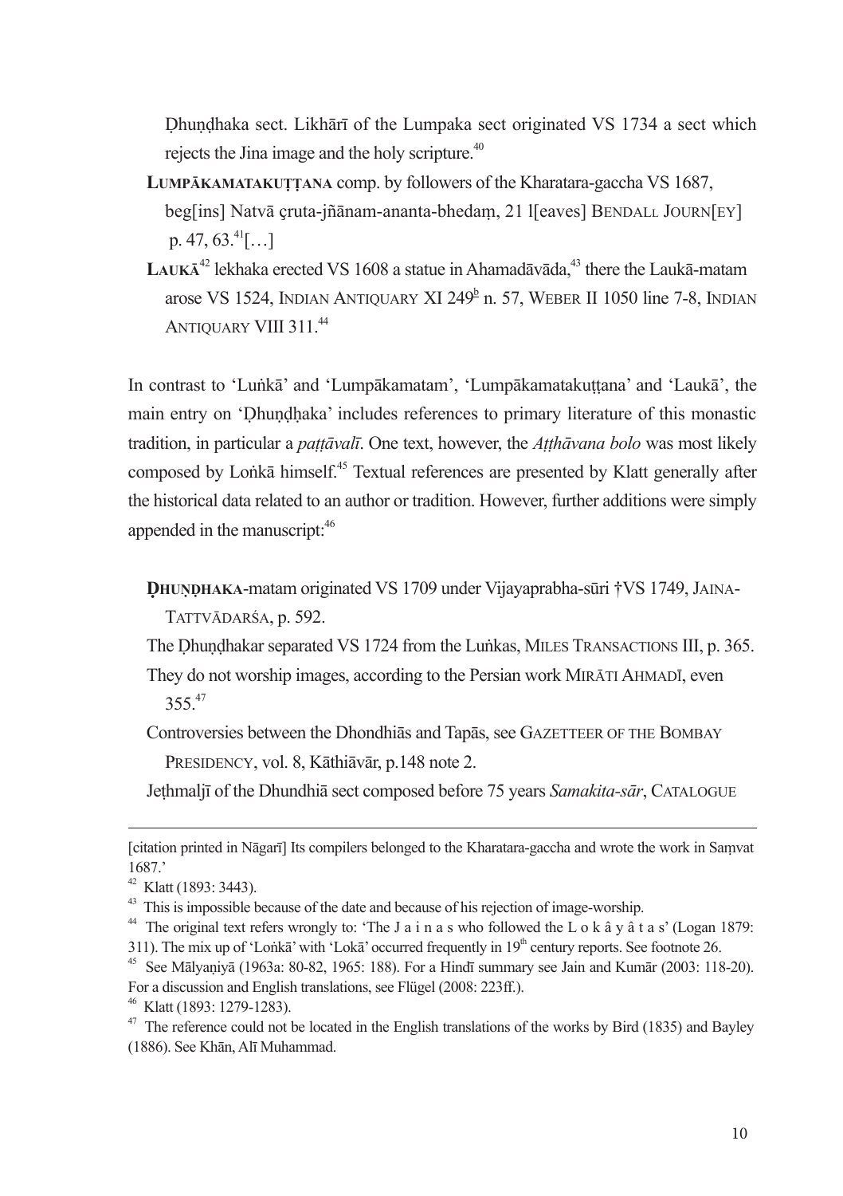Ḍhuṇḍhaka sect. Likhārī of the Lumpaka sect originated VS 1734 a sect which rejects the Jina image and the holy scripture.[40]

**Lumpākamatakuṭṭana** comp. by followers of the Kharatara-gaccha VS 1687, beg[ins] Natvā çruta-jñānam-ananta-bhedaṃ, 21 l[eaves] Bendall Journ[ey] p. 47, 63.[41][…]

**Laukā**[42] lekhaka erected VS 1608 a statue in Ahamadāvāda,[43] there the Laukā-matam arose VS 1524, Indian Antiquary XI 249[b] n. 57, Weber II 1050 line 7-8, Indian Antiquary VIII 311.[44]

In contrast to 'Luṅkā' and 'Lumpākamatam', 'Lumpākamatakuṭṭana' and 'Laukā', the main entry on 'Ḍhuṇḍhaka' includes references to primary literature of this monastic tradition, in particular a *paṭṭāvalī*. One text, however, the *Aṭṭhāvana bolo* was most likely composed by Loṅkā himself.[45] Textual references are presented by Klatt generally after the historical data related to an author or tradition. However, further additions were simply appended in the manuscript:[46]

**Ḍhuṇḍhaka**-matam originated VS 1709 under Vijayaprabha-sūri †VS 1749, Jaina-Tattvādarśa, p. 592.

The Ḍhuṇḍhakar separated VS 1724 from the Luṅkas, Miles Transactions III, p. 365.

They do not worship images, according to the Persian work Mirāti Ahmadī, even 355.[47]

Controversies between the Dhondhiās and Tapās, see Gazetteer of the Bombay Presidency, vol. 8, Kāthiāvār, p.148 note 2.

Jeṭhmaljī of the Dhundhiā sect composed before 75 years *Samakita-sār*, Catalogue

---

[citation printed in Nāgarī] Its compilers belonged to the Kharatara-gaccha and wrote the work in Saṃvat 1687.'

[42] Klatt (1893: 3443).

[43] This is impossible because of the date and because of his rejection of image-worship.

[44] The original text refers wrongly to: 'The J a i n a s who followed the L o k â y â t a s' (Logan 1879: 311). The mix up of 'Loṅkā' with 'Lokā' occurred frequently in 19th century reports. See footnote 26.

[45] See Mālyaṇiyā (1963a: 80-82, 1965: 188). For a Hindī summary see Jain and Kumār (2003: 118-20). For a discussion and English translations, see Flügel (2008: 223ff.).

[46] Klatt (1893: 1279-1283).

[47] The reference could not be located in the English translations of the works by Bird (1835) and Bayley (1886). See Khān, Alī Muhammad.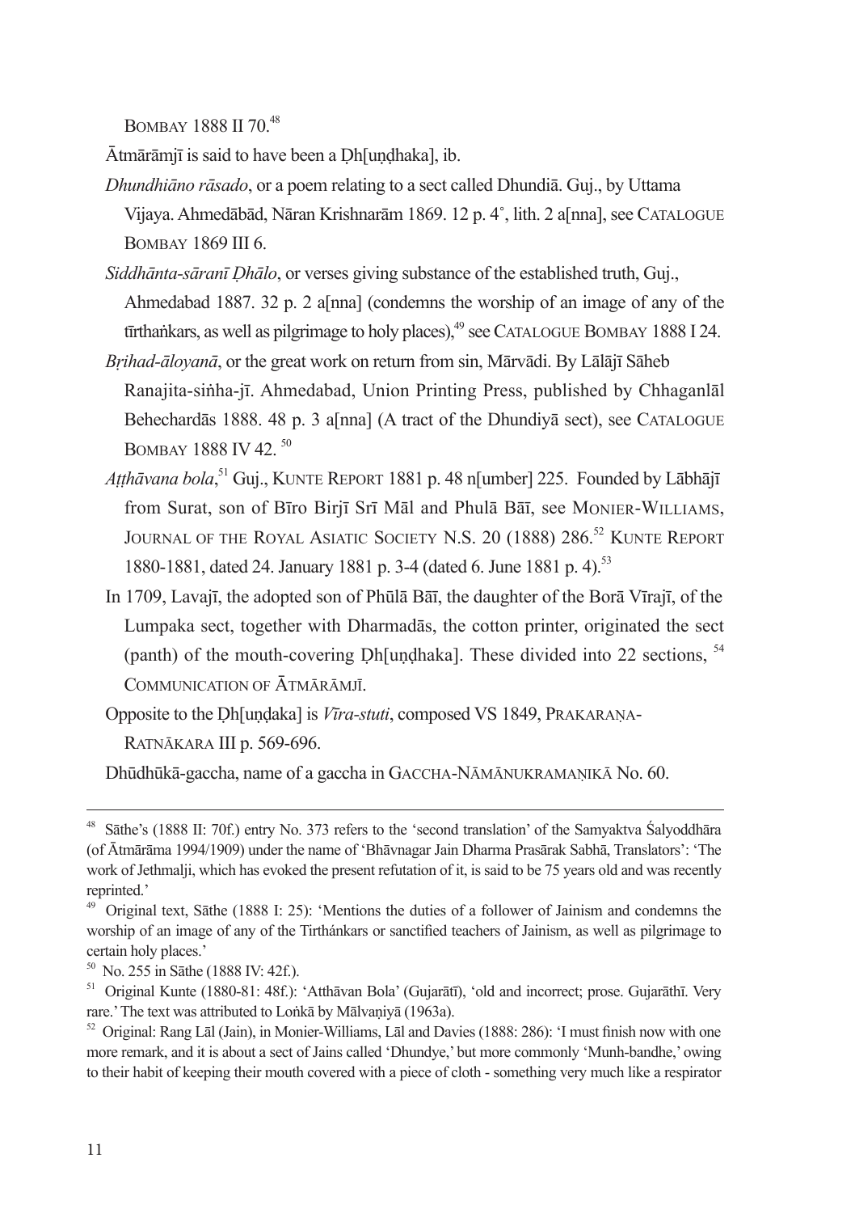BOMBAY 1888 II 70.[48]

Ātmārāmjī is said to have been a Ḍh[uṇḍhaka], ib.

*Dhundhiāno rāsado*, or a poem relating to a sect called Dhundiā. Guj., by Uttama Vijaya. Ahmedābād, Nāran Krishnarām 1869. 12 p. 4˚, lith. 2 a[nna], see CATALOGUE BOMBAY 1869 III 6.

*Siddhānta-sāranī Ḍhālo*, or verses giving substance of the established truth, Guj., Ahmedabad 1887. 32 p. 2 a[nna] (condemns the worship of an image of any of the tīrthaṅkars, as well as pilgrimage to holy places),[49] see CATALOGUE BOMBAY 1888 I 24.

*Bṛihad-āloyanā*, or the great work on return from sin, Mārvādi. By Lālājī Sāheb Ranajita-siṅha-jī. Ahmedabad, Union Printing Press, published by Chhaganlāl Behechardās 1888. 48 p. 3 a[nna] (A tract of the Dhundiyā sect), see CATALOGUE BOMBAY 1888 IV 42.[50]

*Aṭṭhāvana bola*,[51] Guj., KUNTE REPORT 1881 p. 48 n[umber] 225. Founded by Lābhājī from Surat, son of Bīro Birjī Srī Māl and Phulā Bāī, see MONIER-WILLIAMS, JOURNAL OF THE ROYAL ASIATIC SOCIETY N.S. 20 (1888) 286.[52] KUNTE REPORT 1880-1881, dated 24. January 1881 p. 3-4 (dated 6. June 1881 p. 4).[53]

In 1709, Lavajī, the adopted son of Phūlā Bāī, the daughter of the Borā Vīrajī, of the Lumpaka sect, together with Dharmadās, the cotton printer, originated the sect (panth) of the mouth-covering Ḍh[uṇḍhaka]. These divided into 22 sections, [54] COMMUNICATION OF ĀTMĀRĀMJĪ.

Opposite to the Ḍh[uṇḍaka] is *Vīra-stuti*, composed VS 1849, PRAKARAṆA-RATNĀKARA III p. 569-696.

Dhūdhūkā-gaccha, name of a gaccha in GACCHA-NĀMĀNUKRAMAṆIKĀ No. 60.

---

[48] Sāthe's (1888 II: 70f.) entry No. 373 refers to the 'second translation' of the Samyaktva Śalyoddhāra (of Ātmārāma 1994/1909) under the name of 'Bhāvnagar Jain Dharma Prasārak Sabhā, Translators': 'The work of Jethmalji, which has evoked the present refutation of it, is said to be 75 years old and was recently reprinted.'

[49] Original text, Sāthe (1888 I: 25): 'Mentions the duties of a follower of Jainism and condemns the worship of an image of any of the Tirthánkars or sanctified teachers of Jainism, as well as pilgrimage to certain holy places.'

[50] No. 255 in Sāthe (1888 IV: 42f.).

[51] Original Kunte (1880-81: 48f.): 'Atthāvan Bola' (Gujarātī), 'old and incorrect; prose. Gujarāthī. Very rare.' The text was attributed to Loṅkā by Mālvaṇiyā (1963a).

[52] Original: Rang Lāl (Jain), in Monier-Williams, Lāl and Davies (1888: 286): 'I must finish now with one more remark, and it is about a sect of Jains called 'Dhundye,' but more commonly 'Munh-bandhe,' owing to their habit of keeping their mouth covered with a piece of cloth - something very much like a respirator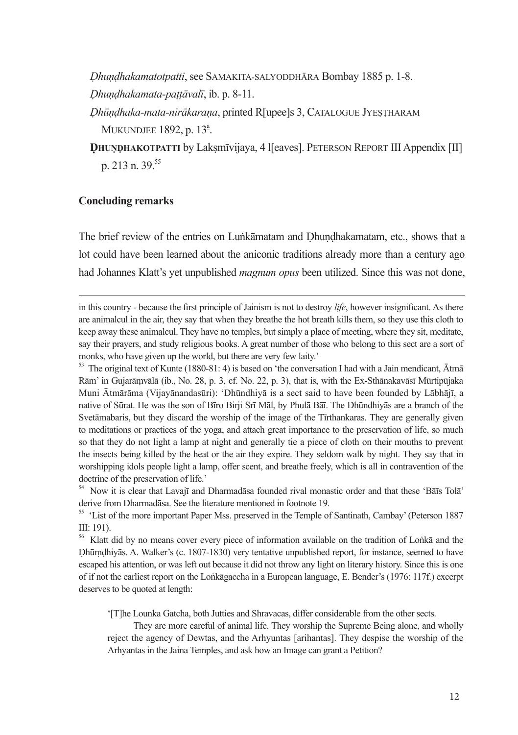*Ḍhuṇḍhakamatotpatti*, see SAMAKITA-SALYODDHĀRA Bombay 1885 p. 1-8.

*Ḍhuṇḍhakamata-paṭṭāvalī*, ib. p. 8-11.

*Ḍhūṇḍhaka-mata-nirākaraṇa*, printed R[upee]s 3, CATALOGUE JYEṢṬHARAM MUKUNDJEE 1892, p. 13[a].

**ḌHUṆḌHAKOTPATTI** by Lakṣmīvijaya, 4 l[eaves]. PETERSON REPORT III Appendix [II] p. 213 n. 39.[55]

### Concluding remarks

The brief review of the entries on Luṅkāmatam and Ḍhuṇḍhakamatam, etc., shows that a lot could have been learned about the aniconic traditions already more than a century ago had Johannes Klatt's yet unpublished *magnum opus* been utilized. Since this was not done,

---

in this country - because the first principle of Jainism is not to destroy *life*, however insignificant. As there are animalcul in the air, they say that when they breathe the hot breath kills them, so they use this cloth to keep away these animalcul. They have no temples, but simply a place of meeting, where they sit, meditate, say their prayers, and study religious books. A great number of those who belong to this sect are a sort of monks, who have given up the world, but there are very few laity.'

[53] The original text of Kunte (1880-81: 4) is based on 'the conversation I had with a Jain mendicant, Ātmā Rām' in Gujarāṃvālā (ib., No. 28, p. 3, cf. No. 22, p. 3), that is, with the Ex-Sthānakavāsī Mūrtipūjaka Muni Ātmārāma (Vijayānandasūri): 'Dhūndhiyā is a sect said to have been founded by Lābhājī, a native of Sūrat. He was the son of Bīro Birji Srī Māl, by Phulā Bāī. The Dhūndhiyās are a branch of the Svetāmabaris, but they discard the worship of the image of the Tīrthankaras. They are generally given to meditations or practices of the yoga, and attach great importance to the preservation of life, so much so that they do not light a lamp at night and generally tie a piece of cloth on their mouths to prevent the insects being killed by the heat or the air they expire. They seldom walk by night. They say that in worshipping idols people light a lamp, offer scent, and breathe freely, which is all in contravention of the doctrine of the preservation of life.'

[54] Now it is clear that Lavajī and Dharmadāsa founded rival monastic order and that these 'Bāīs Tolā' derive from Dharmadāsa. See the literature mentioned in footnote 19.

[55] 'List of the more important Paper Mss. preserved in the Temple of Santinath, Cambay' (Peterson 1887 III: 191).

[56] Klatt did by no means cover every piece of information available on the tradition of Loṅkā and the Ḍhūṃḍhiyās. A. Walker's (c. 1807-1830) very tentative unpublished report, for instance, seemed to have escaped his attention, or was left out because it did not throw any light on literary history. Since this is one of if not the earliest report on the Loṅkāgaccha in a European language, E. Bender's (1976: 117f.) excerpt deserves to be quoted at length:

> '[T]he Lounka Gatcha, both Jutties and Shravacas, differ considerable from the other sects.
>
> They are more careful of animal life. They worship the Supreme Being alone, and wholly reject the agency of Dewtas, and the Arhyuntas [arihantas]. They despise the worship of the Arhyantas in the Jaina Temples, and ask how an Image can grant a Petition?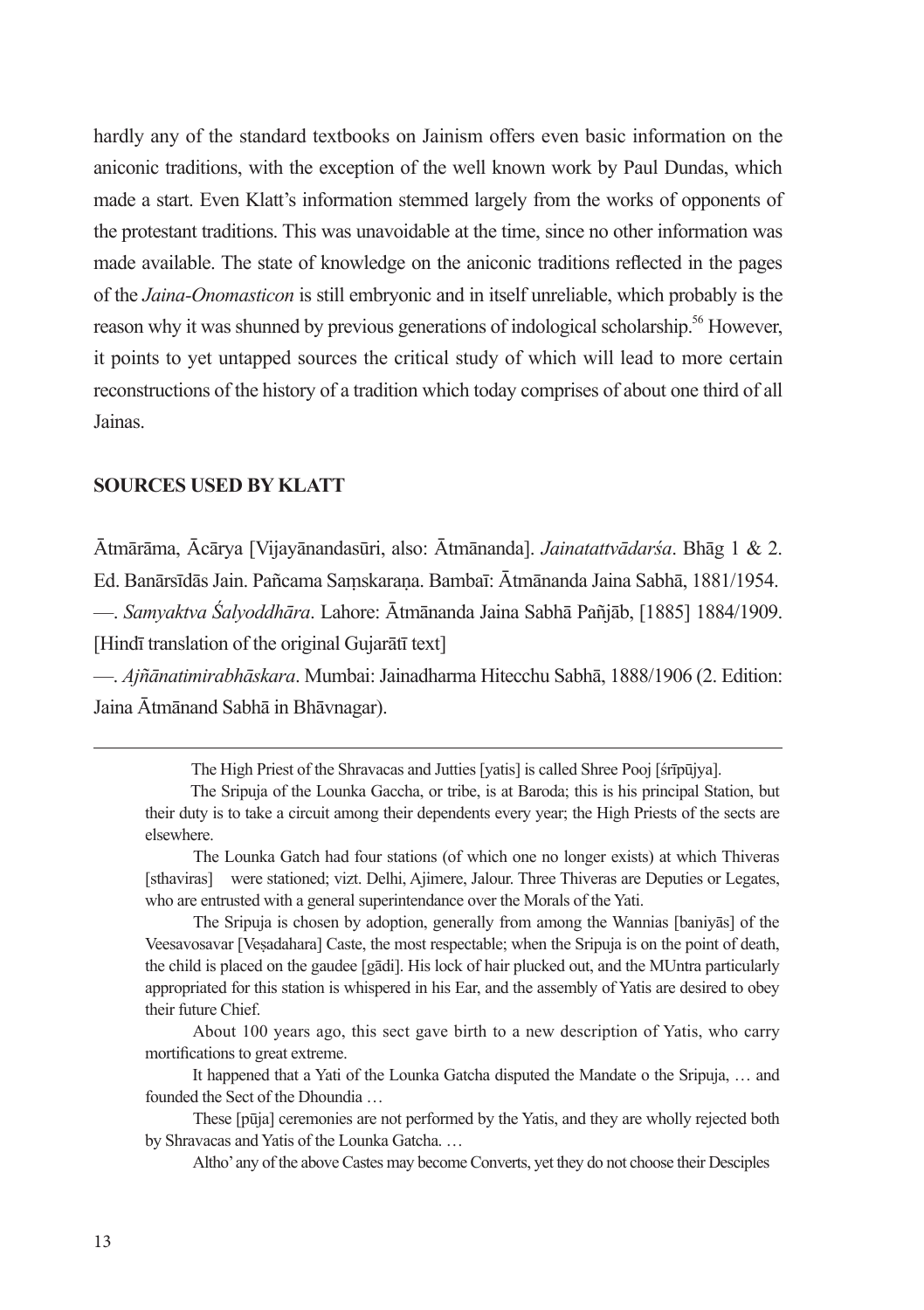hardly any of the standard textbooks on Jainism offers even basic information on the aniconic traditions, with the exception of the well known work by Paul Dundas, which made a start. Even Klatt's information stemmed largely from the works of opponents of the protestant traditions. This was unavoidable at the time, since no other information was made available. The state of knowledge on the aniconic traditions reflected in the pages of the *Jaina-Onomasticon* is still embryonic and in itself unreliable, which probably is the reason why it was shunned by previous generations of indological scholarship.[56] However, it points to yet untapped sources the critical study of which will lead to more certain reconstructions of the history of a tradition which today comprises of about one third of all Jainas.

## SOURCES USED BY KLATT

Ātmārāma, Ācārya [Vijayānandasūri, also: Ātmānanda]. *Jainatattvādarśa*. Bhāg 1 & 2. Ed. Banārsīdās Jain. Pañcama Saṃskaraṇa. Bambaī: Ātmānanda Jaina Sabhā, 1881/1954.

—. *Samyaktva Śalyoddhāra*. Lahore: Ātmānanda Jaina Sabhā Pañjāb, [1885] 1884/1909. [Hindī translation of the original Gujarātī text]

—. *Ajñānatimirabhāskara*. Mumbai: Jainadharma Hitecchu Sabhā, 1888/1906 (2. Edition: Jaina Ātmānand Sabhā in Bhāvnagar).

---

The High Priest of the Shravacas and Jutties [yatis] is called Shree Pooj [śrīpūjya].

The Sripuja of the Lounka Gaccha, or tribe, is at Baroda; this is his principal Station, but their duty is to take a circuit among their dependents every year; the High Priests of the sects are elsewhere.

The Lounka Gatch had four stations (of which one no longer exists) at which Thiveras [sthaviras] were stationed; vizt. Delhi, Ajimere, Jalour. Three Thiveras are Deputies or Legates, who are entrusted with a general superintendance over the Morals of the Yati.

The Sripuja is chosen by adoption, generally from among the Wannias [baniyās] of the Veesavosavar [Veṣadahara] Caste, the most respectable; when the Sripuja is on the point of death, the child is placed on the gaudee [gādi]. His lock of hair plucked out, and the MUntra particularly appropriated for this station is whispered in his Ear, and the assembly of Yatis are desired to obey their future Chief.

About 100 years ago, this sect gave birth to a new description of Yatis, who carry mortifications to great extreme.

It happened that a Yati of the Lounka Gatcha disputed the Mandate o the Sripuja, … and founded the Sect of the Dhoundia …

These [pūja] ceremonies are not performed by the Yatis, and they are wholly rejected both by Shravacas and Yatis of the Lounka Gatcha. …

Altho' any of the above Castes may become Converts, yet they do not choose their Desciples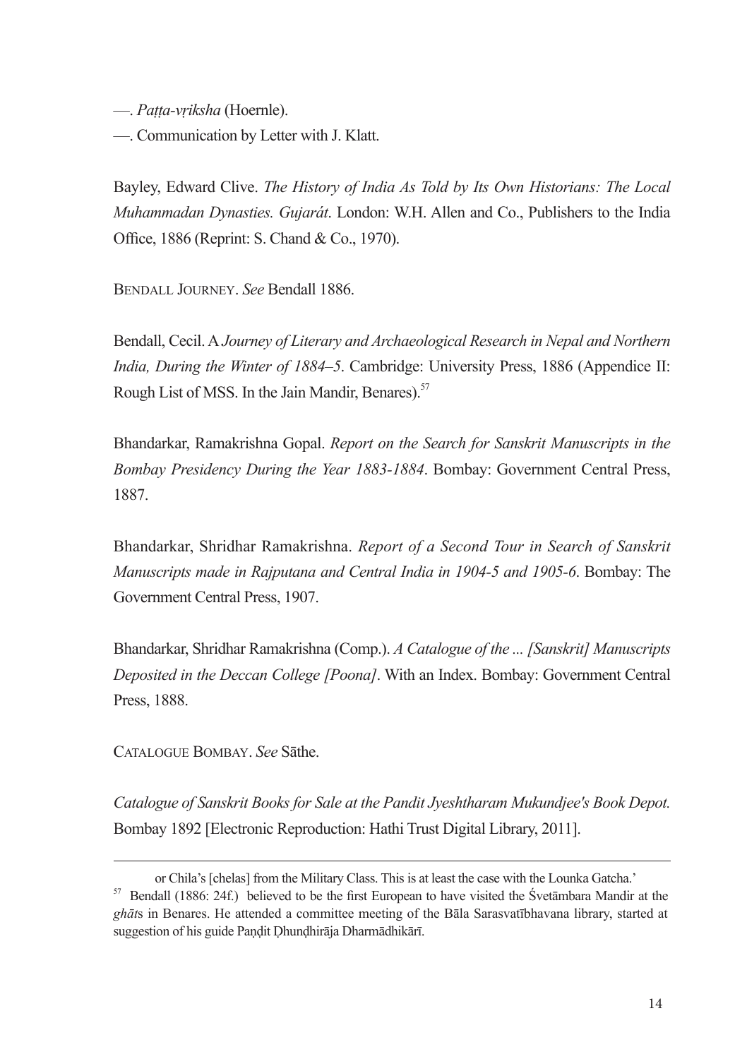—. *Paṭṭa-vṛiksha* (Hoernle).

—. Communication by Letter with J. Klatt.

Bayley, Edward Clive. *The History of India As Told by Its Own Historians: The Local Muhammadan Dynasties. Gujarát*. London: W.H. Allen and Co., Publishers to the India Office, 1886 (Reprint: S. Chand & Co., 1970).

BENDALL JOURNEY. *See* Bendall 1886.

Bendall, Cecil. A *Journey of Literary and Archaeological Research in Nepal and Northern India, During the Winter of 1884–5*. Cambridge: University Press, 1886 (Appendice II: Rough List of MSS. In the Jain Mandir, Benares).[57]

Bhandarkar, Ramakrishna Gopal. *Report on the Search for Sanskrit Manuscripts in the Bombay Presidency During the Year 1883-1884*. Bombay: Government Central Press, 1887.

Bhandarkar, Shridhar Ramakrishna. *Report of a Second Tour in Search of Sanskrit Manuscripts made in Rajputana and Central India in 1904-5 and 1905-6*. Bombay: The Government Central Press, 1907.

Bhandarkar, Shridhar Ramakrishna (Comp.). *A Catalogue of the ... [Sanskrit] Manuscripts Deposited in the Deccan College [Poona]*. With an Index. Bombay: Government Central Press, 1888.

CATALOGUE BOMBAY. *See* Sāthe.

*Catalogue of Sanskrit Books for Sale at the Pandit Jyeshtharam Mukundjee's Book Depot.* Bombay 1892 [Electronic Reproduction: Hathi Trust Digital Library, 2011].

---

or Chila's [chelas] from the Military Class. This is at least the case with the Lounka Gatcha.'

[57] Bendall (1886: 24f.) believed to be the first European to have visited the Śvetāmbara Mandir at the *ghāt*s in Benares. He attended a committee meeting of the Bāla Sarasvatībhavana library, started at suggestion of his guide Paṇḍit Ḍhuṇḍhirāja Dharmādhikārī.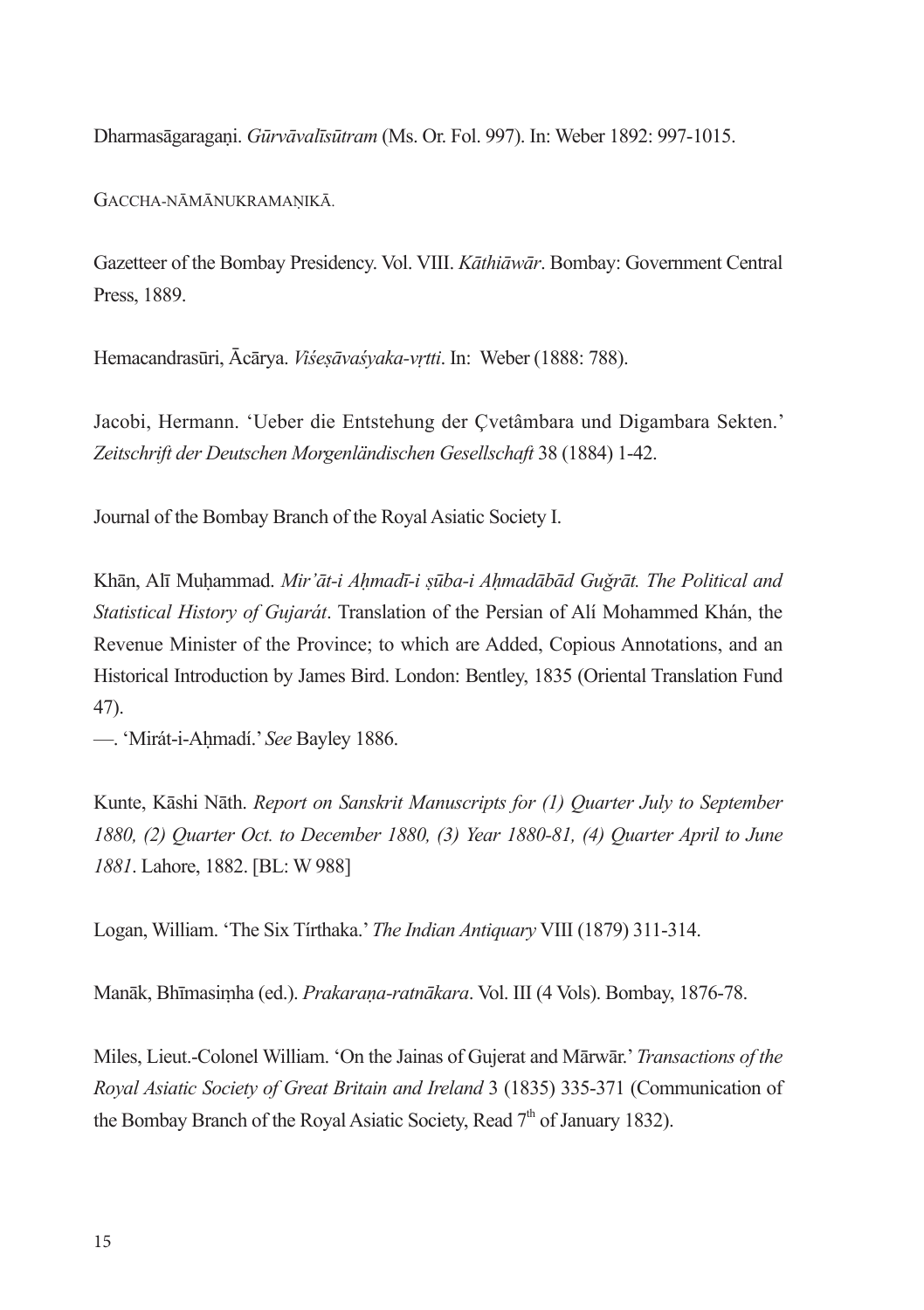Dharmasāgaragaṇi. *Gūrvāvalīsūtram* (Ms. Or. Fol. 997). In: Weber 1892: 997-1015.

GACCHA-NĀMĀNUKRAMAṆIKĀ.

Gazetteer of the Bombay Presidency. Vol. VIII. *Kāthiāwār*. Bombay: Government Central Press, 1889.

Hemacandrasūri, Ācārya. *Viśeṣāvaśyaka-vṛtti*. In: Weber (1888: 788).

Jacobi, Hermann. 'Ueber die Entstehung der Çvetâmbara und Digambara Sekten.' *Zeitschrift der Deutschen Morgenländischen Gesellschaft* 38 (1884) 1-42.

Journal of the Bombay Branch of the Royal Asiatic Society I.

Khān, Alī Muḥammad. *Mir'āt-i Aḥmadī-i ṣūba-i Aḥmadābād Guğrāt. The Political and Statistical History of Gujarát*. Translation of the Persian of Alí Mohammed Khán, the Revenue Minister of the Province; to which are Added, Copious Annotations, and an Historical Introduction by James Bird. London: Bentley, 1835 (Oriental Translation Fund 47).
—. 'Mirát-i-Aḥmadí.' *See* Bayley 1886.

Kunte, Kāshi Nāth. *Report on Sanskrit Manuscripts for (1) Quarter July to September 1880, (2) Quarter Oct. to December 1880, (3) Year 1880-81, (4) Quarter April to June 1881*. Lahore, 1882. [BL: W 988]

Logan, William. 'The Six Tírthaka.' *The Indian Antiquary* VIII (1879) 311-314.

Manāk, Bhīmasiṃha (ed.). *Prakaraṇa-ratnākara*. Vol. III (4 Vols). Bombay, 1876-78.

Miles, Lieut.-Colonel William. 'On the Jainas of Gujerat and Mārwār.' *Transactions of the Royal Asiatic Society of Great Britain and Ireland* 3 (1835) 335-371 (Communication of the Bombay Branch of the Royal Asiatic Society, Read 7th of January 1832).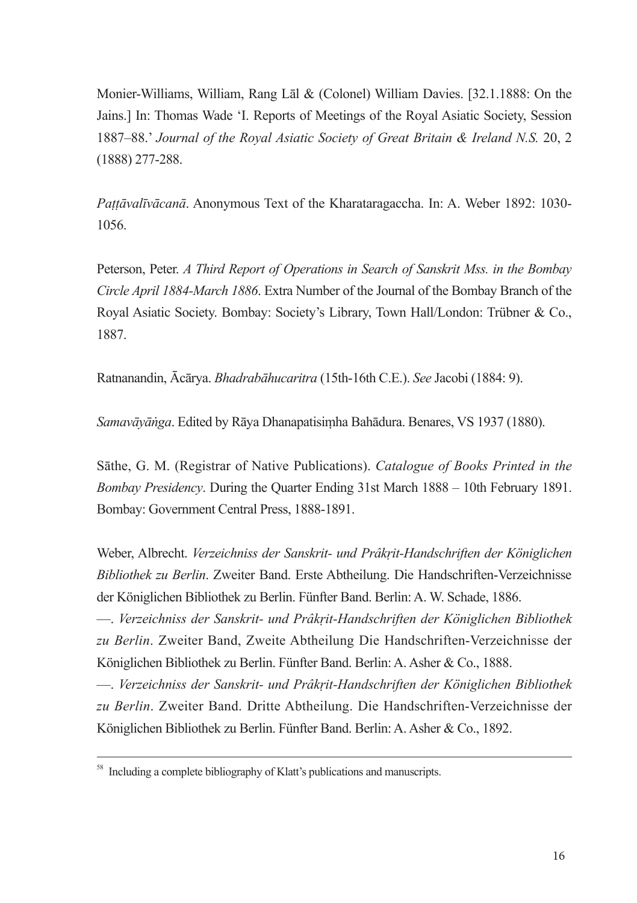Monier-Williams, William, Rang Lāl & (Colonel) William Davies. [32.1.1888: On the Jains.] In: Thomas Wade 'I. Reports of Meetings of the Royal Asiatic Society, Session 1887–88.' *Journal of the Royal Asiatic Society of Great Britain & Ireland N.S.* 20, 2 (1888) 277-288.

*Paṭṭāvalīvācanā*. Anonymous Text of the Kharataragaccha. In: A. Weber 1892: 1030-1056.

Peterson, Peter. *A Third Report of Operations in Search of Sanskrit Mss. in the Bombay Circle April 1884-March 1886*. Extra Number of the Journal of the Bombay Branch of the Royal Asiatic Society. Bombay: Society's Library, Town Hall/London: Trübner & Co., 1887.

Ratnanandin, Ācārya. *Bhadrabāhucaritra* (15th-16th C.E.). *See* Jacobi (1884: 9).

*Samavāyāṅga*. Edited by Rāya Dhanapatisiṃha Bahādura. Benares, VS 1937 (1880).

Sāthe, G. M. (Registrar of Native Publications). *Catalogue of Books Printed in the Bombay Presidency*. During the Quarter Ending 31st March 1888 – 10th February 1891. Bombay: Government Central Press, 1888-1891.

Weber, Albrecht. *Verzeichniss der Sanskrit- und Prâkṛit-Handschriften der Königlichen Bibliothek zu Berlin*. Zweiter Band. Erste Abtheilung. Die Handschriften-Verzeichnisse der Königlichen Bibliothek zu Berlin. Fünfter Band. Berlin: A. W. Schade, 1886.

—. *Verzeichniss der Sanskrit- und Prâkṛit-Handschriften der Königlichen Bibliothek zu Berlin*. Zweiter Band, Zweite Abtheilung Die Handschriften-Verzeichnisse der Königlichen Bibliothek zu Berlin. Fünfter Band. Berlin: A. Asher & Co., 1888.

—. *Verzeichniss der Sanskrit- und Prâkṛit-Handschriften der Königlichen Bibliothek zu Berlin*. Zweiter Band. Dritte Abtheilung. Die Handschriften-Verzeichnisse der Königlichen Bibliothek zu Berlin. Fünfter Band. Berlin: A. Asher & Co., 1892.

---

[58] Including a complete bibliography of Klatt's publications and manuscripts.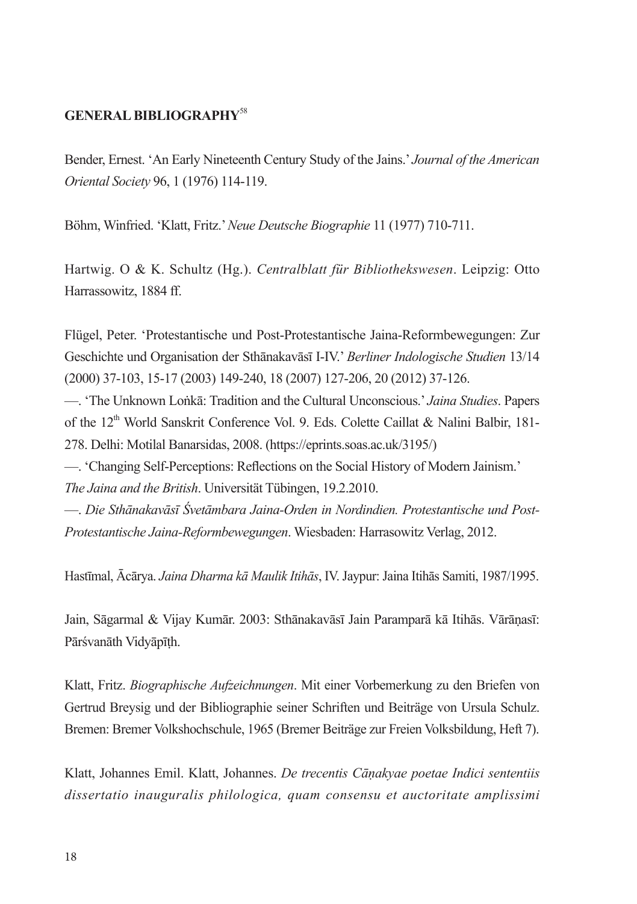## GENERAL BIBLIOGRAPHY[58]

Bender, Ernest. 'An Early Nineteenth Century Study of the Jains.' *Journal of the American Oriental Society* 96, 1 (1976) 114-119.

Böhm, Winfried. 'Klatt, Fritz.' *Neue Deutsche Biographie* 11 (1977) 710-711.

Hartwig. O & K. Schultz (Hg.). *Centralblatt für Bibliothekswesen*. Leipzig: Otto Harrassowitz, 1884 ff.

Flügel, Peter. 'Protestantische und Post-Protestantische Jaina-Reformbewegungen: Zur Geschichte und Organisation der Sthānakavāsī I-IV.' *Berliner Indologische Studien* 13/14 (2000) 37-103, 15-17 (2003) 149-240, 18 (2007) 127-206, 20 (2012) 37-126.

—. 'The Unknown Loṅkā: Tradition and the Cultural Unconscious.' *Jaina Studies*. Papers of the 12th World Sanskrit Conference Vol. 9. Eds. Colette Caillat & Nalini Balbir, 181-278. Delhi: Motilal Banarsidas, 2008. (https://eprints.soas.ac.uk/3195/)

—. 'Changing Self-Perceptions: Reflections on the Social History of Modern Jainism.' *The Jaina and the British*. Universität Tübingen, 19.2.2010.

—. *Die Sthānakavāsī Śvetāmbara Jaina-Orden in Nordindien. Protestantische und Post-Protestantische Jaina-Reformbewegungen*. Wiesbaden: Harrasowitz Verlag, 2012.

Hastīmal, Ācārya. *Jaina Dharma kā Maulik Itihās*, IV. Jaypur: Jaina Itihās Samiti, 1987/1995.

Jain, Sāgarmal & Vijay Kumār. 2003: Sthānakavāsī Jain Paramparā kā Itihās. Vārāṇasī: Pārśvanāth Vidyāpīṭh.

Klatt, Fritz. *Biographische Aufzeichnungen*. Mit einer Vorbemerkung zu den Briefen von Gertrud Breysig und der Bibliographie seiner Schriften und Beiträge von Ursula Schulz. Bremen: Bremer Volkshochschule, 1965 (Bremer Beiträge zur Freien Volksbildung, Heft 7).

Klatt, Johannes Emil. Klatt, Johannes. *De trecentis Cāṇakyae poetae Indici sententiis dissertatio inauguralis philologica, quam consensu et auctoritate amplissimi*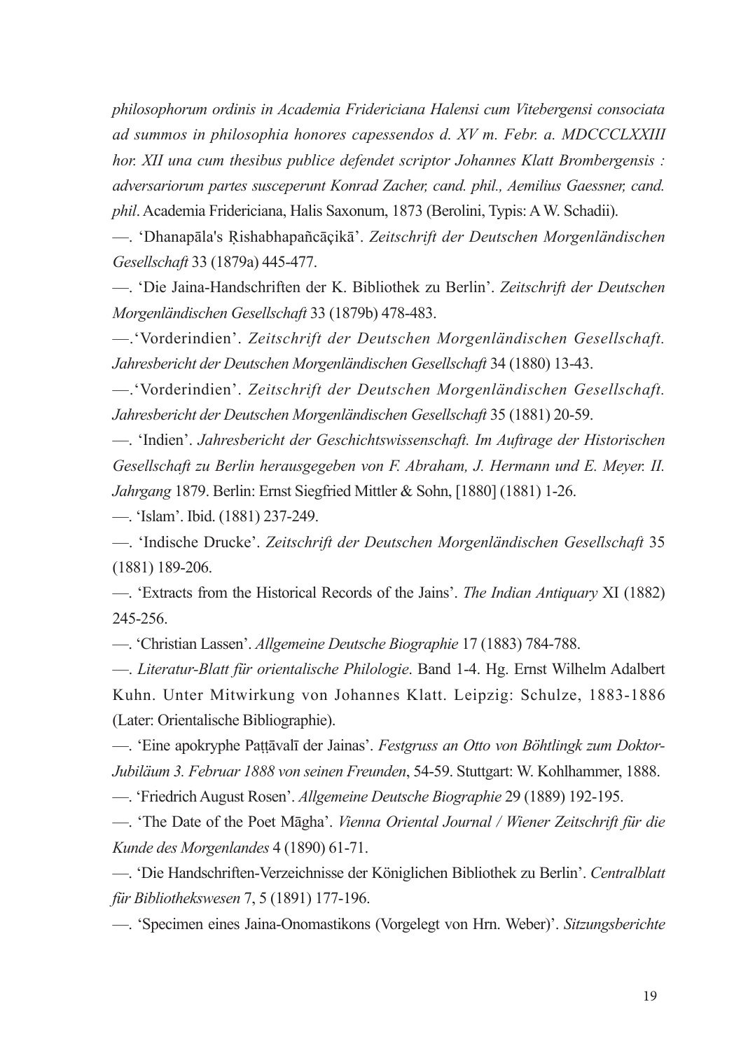*philosophorum ordinis in Academia Fridericiana Halensi cum Vitebergensi consociata ad summos in philosophia honores capessendos d. XV m. Febr. a. MDCCCLXXIII hor. XII una cum thesibus publice defendet scriptor Johannes Klatt Brombergensis : adversariorum partes susceperunt Konrad Zacher, cand. phil., Aemilius Gaessner, cand. phil*. Academia Fridericiana, Halis Saxonum, 1873 (Berolini, Typis: A W. Schadii).

—. 'Dhanapāla's Ṛishabhapañcāçikā'. *Zeitschrift der Deutschen Morgenländischen Gesellschaft* 33 (1879a) 445-477.

—. 'Die Jaina-Handschriften der K. Bibliothek zu Berlin'. *Zeitschrift der Deutschen Morgenländischen Gesellschaft* 33 (1879b) 478-483.

—.'Vorderindien'. *Zeitschrift der Deutschen Morgenländischen Gesellschaft. Jahresbericht der Deutschen Morgenländischen Gesellschaft* 34 (1880) 13-43.

—.'Vorderindien'. *Zeitschrift der Deutschen Morgenländischen Gesellschaft. Jahresbericht der Deutschen Morgenländischen Gesellschaft* 35 (1881) 20-59.

—. 'Indien'. *Jahresbericht der Geschichtswissenschaft. Im Auftrage der Historischen Gesellschaft zu Berlin herausgegeben von F. Abraham, J. Hermann und E. Meyer. II. Jahrgang* 1879. Berlin: Ernst Siegfried Mittler & Sohn, [1880] (1881) 1-26.

—. 'Islam'. Ibid. (1881) 237-249.

—. 'Indische Drucke'. *Zeitschrift der Deutschen Morgenländischen Gesellschaft* 35 (1881) 189-206.

—. 'Extracts from the Historical Records of the Jains'. *The Indian Antiquary* XI (1882) 245-256.

—. 'Christian Lassen'. *Allgemeine Deutsche Biographie* 17 (1883) 784-788.

—. *Literatur-Blatt für orientalische Philologie*. Band 1-4. Hg. Ernst Wilhelm Adalbert Kuhn. Unter Mitwirkung von Johannes Klatt. Leipzig: Schulze, 1883-1886 (Later: Orientalische Bibliographie).

—. 'Eine apokryphe Paṭṭāvalī der Jainas'. *Festgruss an Otto von Böhtlingk zum Doktor-Jubiläum 3. Februar 1888 von seinen Freunden*, 54-59. Stuttgart: W. Kohlhammer, 1888.

—. 'Friedrich August Rosen'. *Allgemeine Deutsche Biographie* 29 (1889) 192-195.

—. 'The Date of the Poet Māgha'. *Vienna Oriental Journal / Wiener Zeitschrift für die Kunde des Morgenlandes* 4 (1890) 61-71.

—. 'Die Handschriften-Verzeichnisse der Königlichen Bibliothek zu Berlin'. *Centralblatt für Bibliothekswesen* 7, 5 (1891) 177-196.

—. 'Specimen eines Jaina-Onomastikons (Vorgelegt von Hrn. Weber)'. *Sitzungsberichte*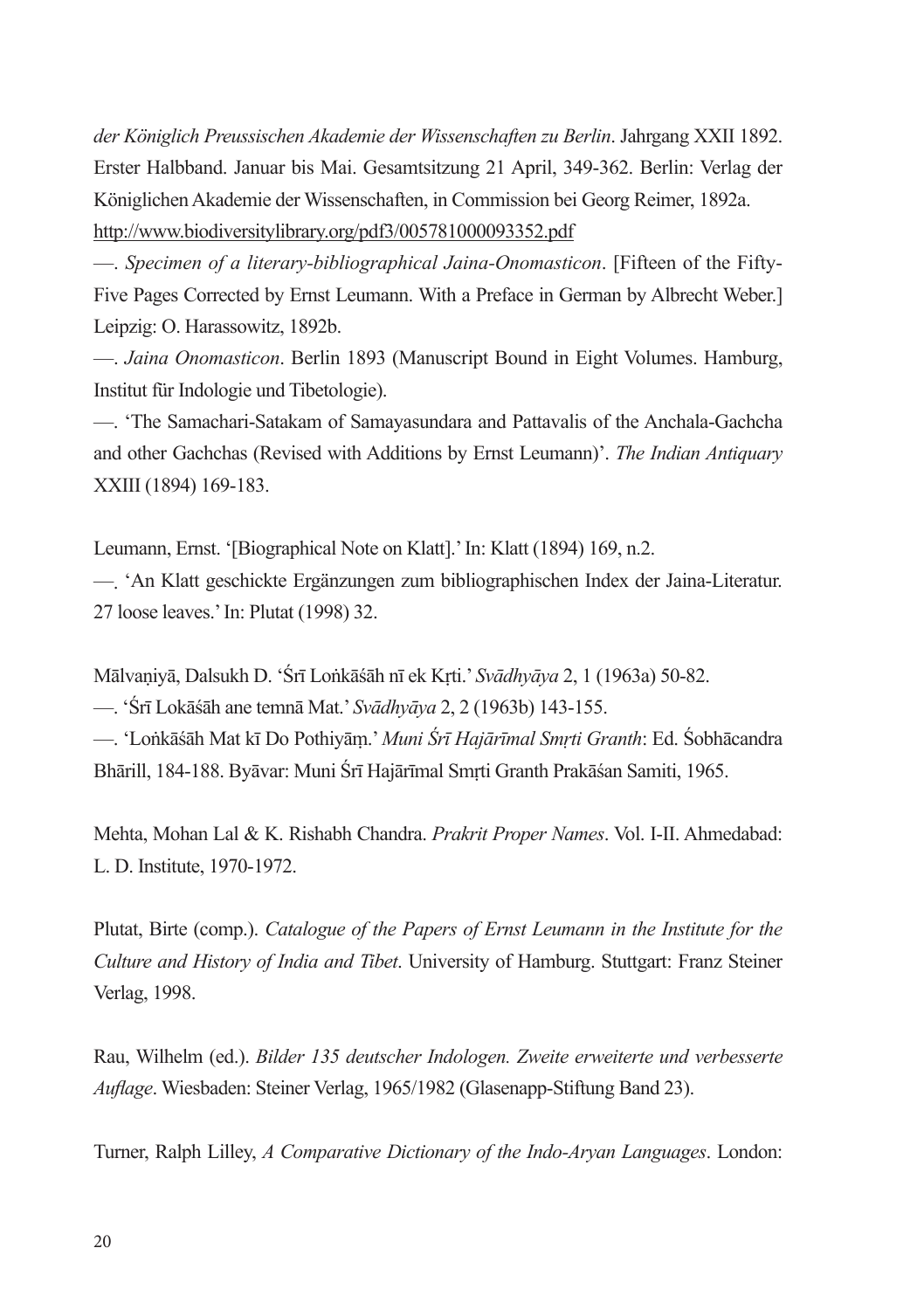*der Königlich Preussischen Akademie der Wissenschaften zu Berlin*. Jahrgang XXII 1892. Erster Halbband. Januar bis Mai. Gesamtsitzung 21 April, 349-362. Berlin: Verlag der Königlichen Akademie der Wissenschaften, in Commission bei Georg Reimer, 1892a. http://www.biodiversitylibrary.org/pdf3/005781000093352.pdf

—. *Specimen of a literary-bibliographical Jaina-Onomasticon*. [Fifteen of the Fifty-Five Pages Corrected by Ernst Leumann. With a Preface in German by Albrecht Weber.] Leipzig: O. Harassowitz, 1892b.

—. *Jaina Onomasticon*. Berlin 1893 (Manuscript Bound in Eight Volumes. Hamburg, Institut für Indologie und Tibetologie).

—. 'The Samachari-Satakam of Samayasundara and Pattavalis of the Anchala-Gachcha and other Gachchas (Revised with Additions by Ernst Leumann)'. *The Indian Antiquary* XXIII (1894) 169-183.

Leumann, Ernst. '[Biographical Note on Klatt].' In: Klatt (1894) 169, n.2.

—. 'An Klatt geschickte Ergänzungen zum bibliographischen Index der Jaina-Literatur. 27 loose leaves.' In: Plutat (1998) 32.

Mālvaṇiyā, Dalsukh D. 'Śrī Loṅkāśāh nī ek Kṛti.' *Svādhyāya* 2, 1 (1963a) 50-82.

—. 'Śrī Lokāśāh ane temnā Mat.' *Svādhyāya* 2, 2 (1963b) 143-155.

—. 'Loṅkāśāh Mat kī Do Pothiyāṃ.' *Muni Śrī Hajārīmal Smṛti Granth*: Ed. Śobhācandra Bhārill, 184-188. Byāvar: Muni Śrī Hajārīmal Smṛti Granth Prakāśan Samiti, 1965.

Mehta, Mohan Lal & K. Rishabh Chandra. *Prakrit Proper Names*. Vol. I-II. Ahmedabad: L. D. Institute, 1970-1972.

Plutat, Birte (comp.). *Catalogue of the Papers of Ernst Leumann in the Institute for the Culture and History of India and Tibet*. University of Hamburg. Stuttgart: Franz Steiner Verlag, 1998.

Rau, Wilhelm (ed.). *Bilder 135 deutscher Indologen. Zweite erweiterte und verbesserte Auflage*. Wiesbaden: Steiner Verlag, 1965/1982 (Glasenapp-Stiftung Band 23).

Turner, Ralph Lilley, *A Comparative Dictionary of the Indo-Aryan Languages*. London: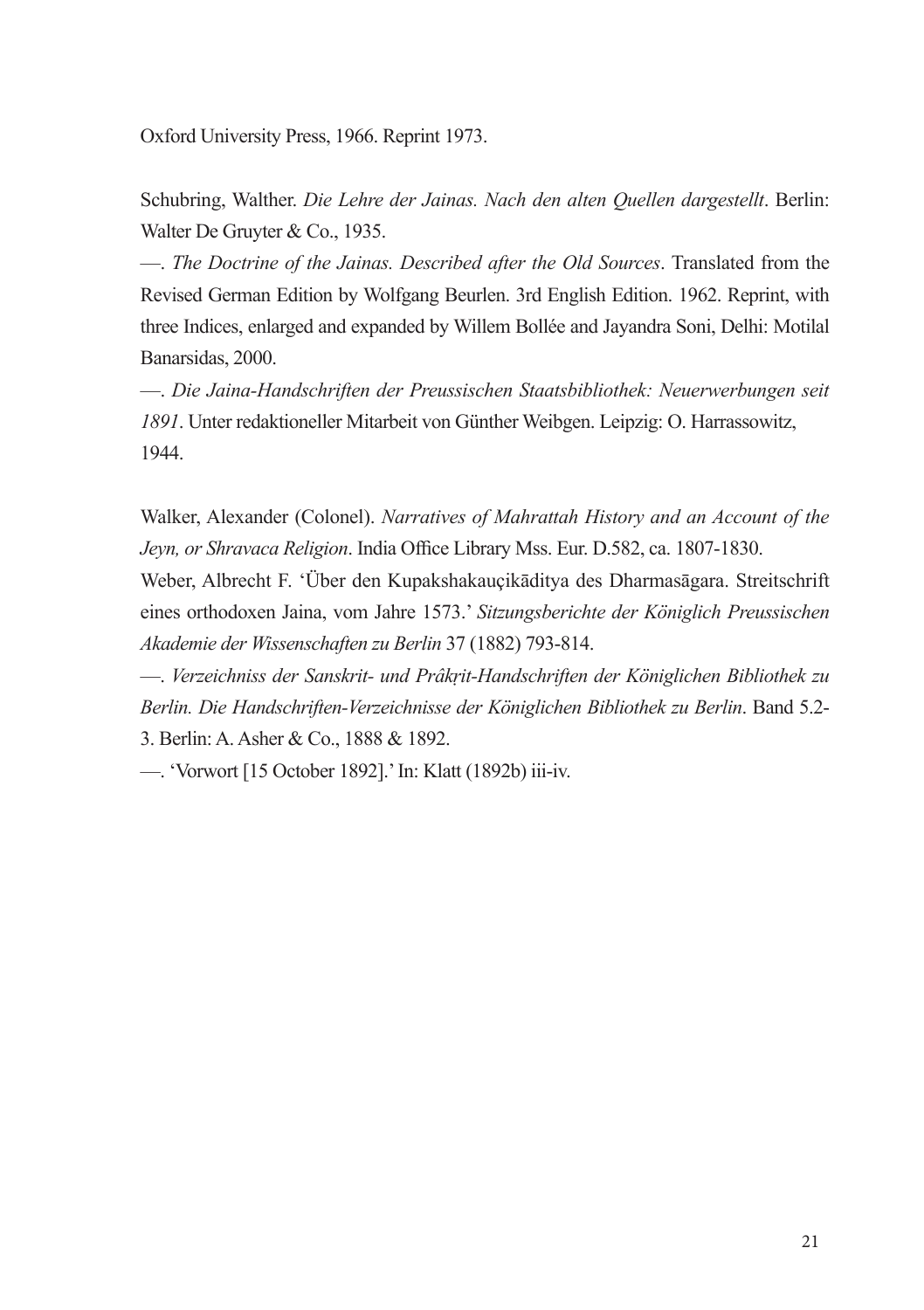Oxford University Press, 1966. Reprint 1973.

Schubring, Walther. *Die Lehre der Jainas. Nach den alten Quellen dargestellt*. Berlin: Walter De Gruyter & Co., 1935.

—. *The Doctrine of the Jainas. Described after the Old Sources*. Translated from the Revised German Edition by Wolfgang Beurlen. 3rd English Edition. 1962. Reprint, with three Indices, enlarged and expanded by Willem Bollée and Jayandra Soni, Delhi: Motilal Banarsidas, 2000.

—. *Die Jaina-Handschriften der Preussischen Staatsbibliothek: Neuerwerbungen seit 1891*. Unter redaktioneller Mitarbeit von Günther Weibgen. Leipzig: O. Harrassowitz, 1944.

Walker, Alexander (Colonel). *Narratives of Mahrattah History and an Account of the Jeyn, or Shravaca Religion*. India Office Library Mss. Eur. D.582, ca. 1807-1830.

Weber, Albrecht F. 'Über den Kupakshakauçikāditya des Dharmasāgara. Streitschrift eines orthodoxen Jaina, vom Jahre 1573.' *Sitzungsberichte der Königlich Preussischen Akademie der Wissenschaften zu Berlin* 37 (1882) 793-814.

—. *Verzeichniss der Sanskrit- und Prâkṛit-Handschriften der Königlichen Bibliothek zu Berlin. Die Handschriften-Verzeichnisse der Königlichen Bibliothek zu Berlin*. Band 5.2-3. Berlin: A. Asher & Co., 1888 & 1892.

—. 'Vorwort [15 October 1892].' In: Klatt (1892b) iii-iv.